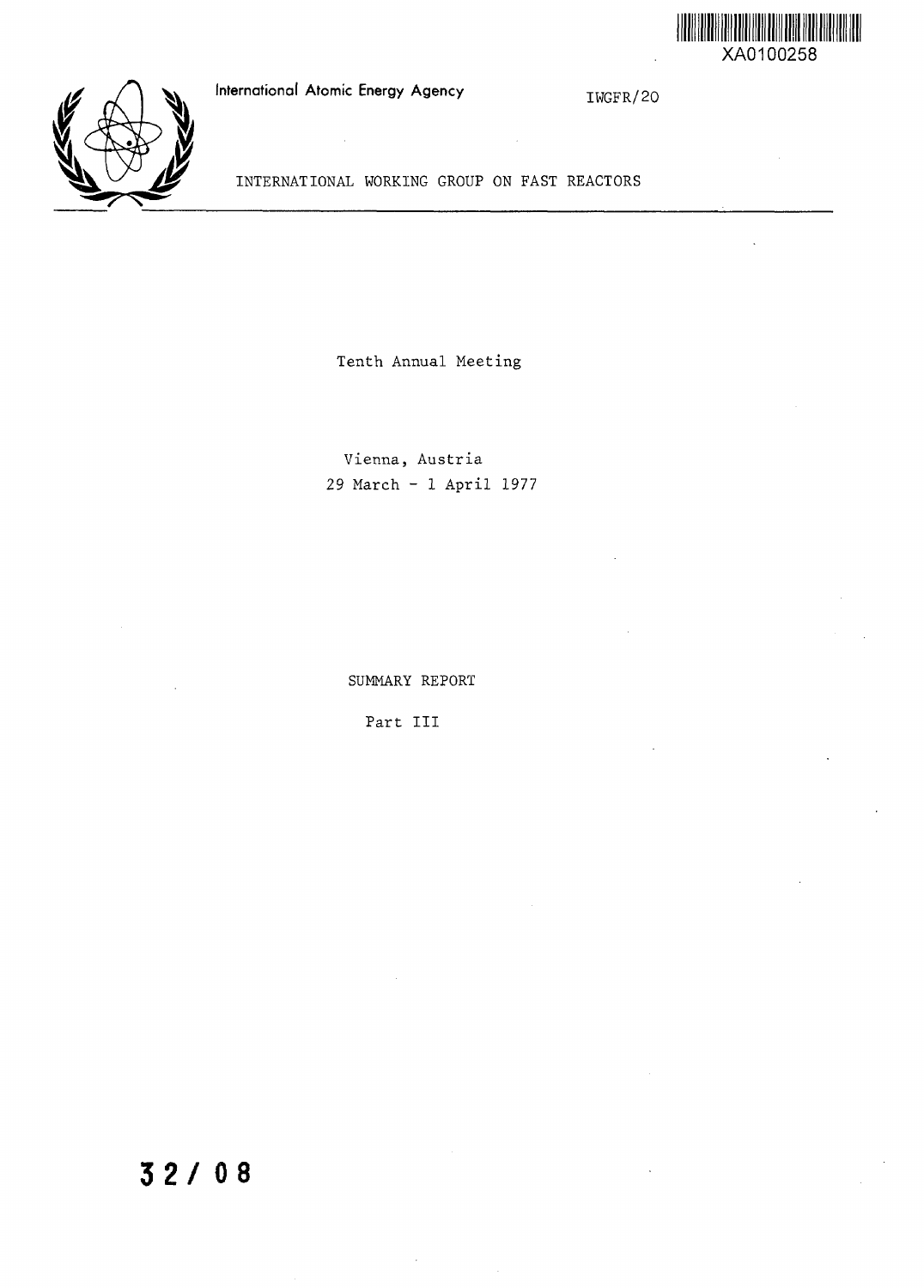XA0100258

International Atomic Energy Agency

IWGFR/20

INTERNATIONAL WORKING GROUP ON FAST REACTORS

Tenth Annual Meeting

Vienna, Austria
29 March - 1 April 1977

SUMMARY REPORT

Part III

32/08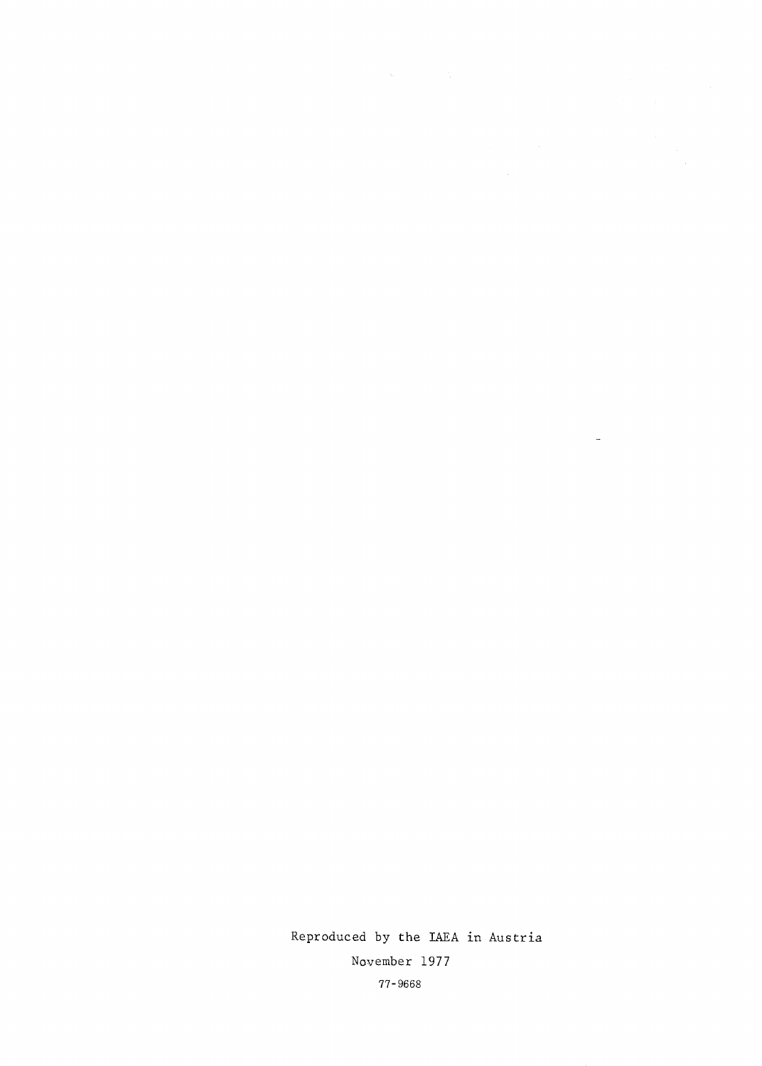Reproduced by the IAEA in Austria

November 1977

77-9668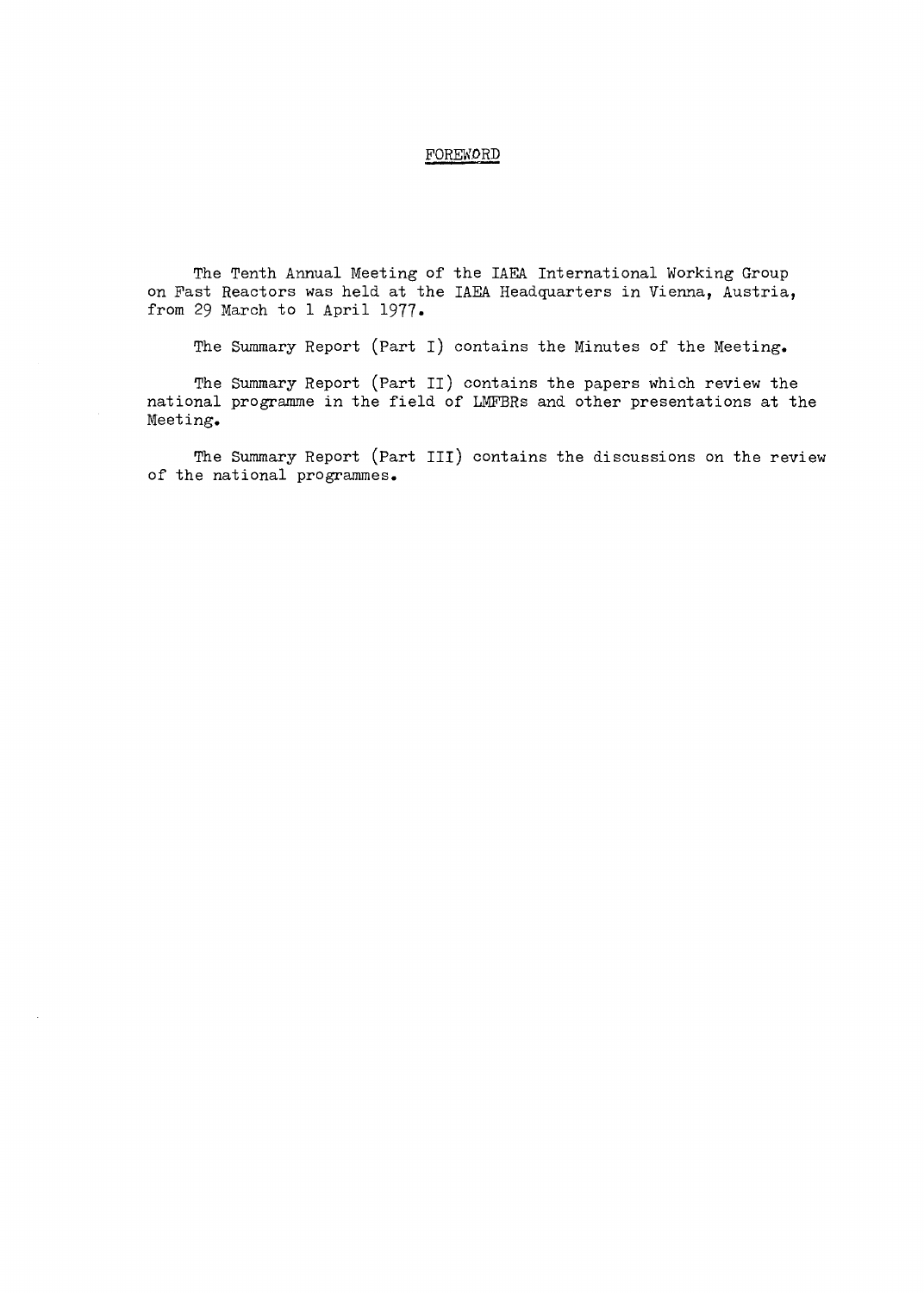# FOREWORD

The Tenth Annual Meeting of the IAEA International Working Group on Fast Reactors was held at the IAEA Headquarters in Vienna, Austria, from 29 March to 1 April 1977.

The Summary Report (Part I) contains the Minutes of the Meeting.

The Summary Report (Part II) contains the papers which review the national programme in the field of LMFBRs and other presentations at the Meeting.

The Summary Report (Part III) contains the discussions on the review of the national programmes.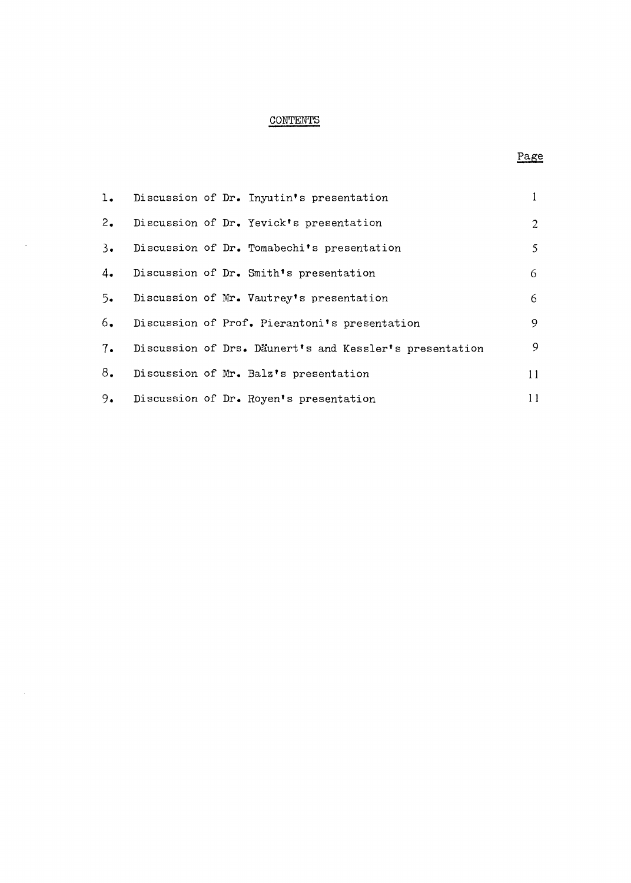# CONTENTS

| | | Page |
|---|---|---|
| 1. | Discussion of Dr. Inyutin's presentation | 1 |
| 2. | Discussion of Dr. Yevick's presentation | 2 |
| 3. | Discussion of Dr. Tomabechi's presentation | 5 |
| 4. | Discussion of Dr. Smith's presentation | 6 |
| 5. | Discussion of Mr. Vautrey's presentation | 6 |
| 6. | Discussion of Prof. Pierantoni's presentation | 9 |
| 7. | Discussion of Drs. Däunert's and Kessler's presentation | 9 |
| 8. | Discussion of Mr. Balz's presentation | 11 |
| 9. | Discussion of Dr. Royen's presentation | 11 |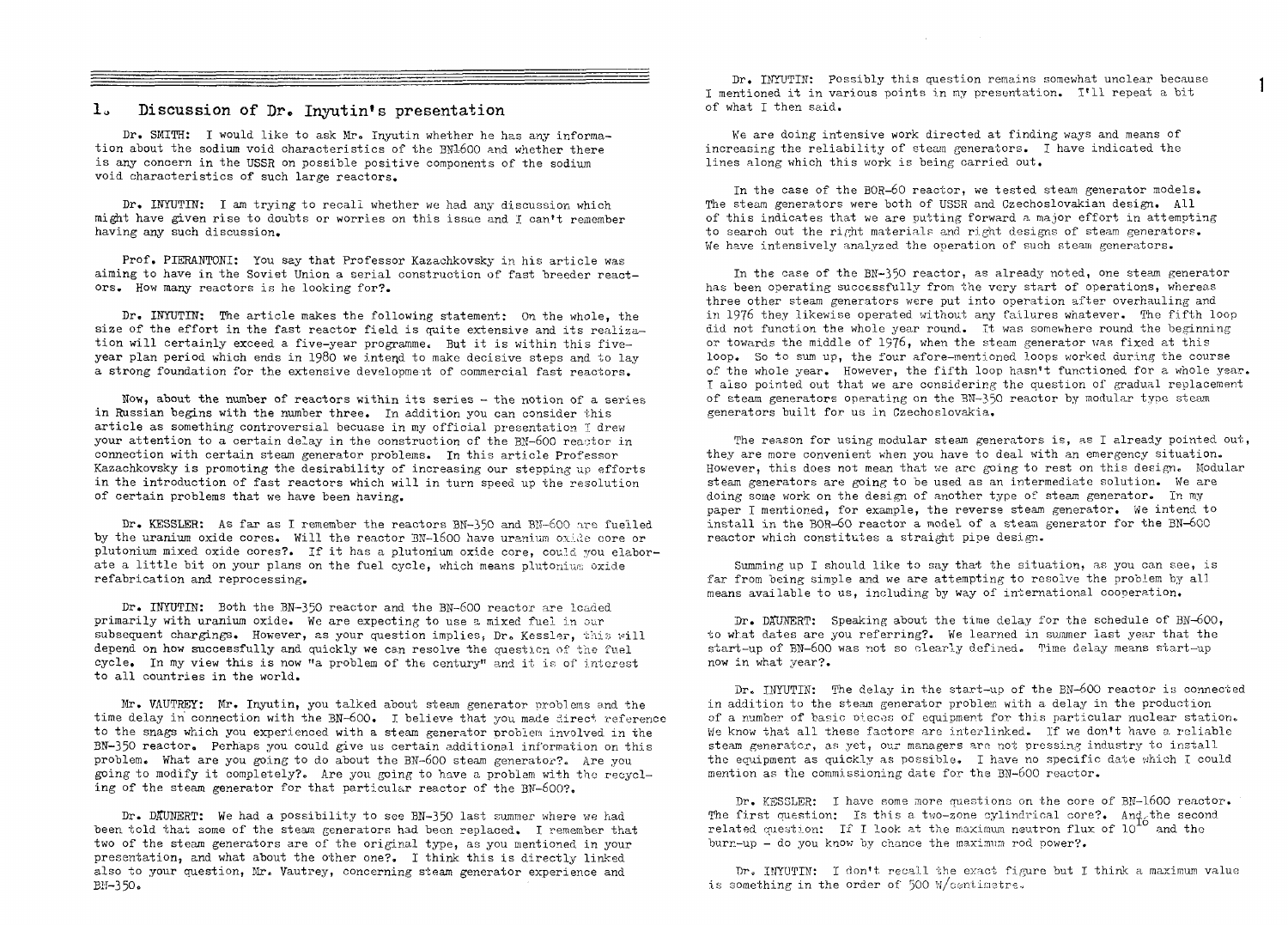## 1. Discussion of Dr. Inyutin's presentation

Dr. SMITH: I would like to ask Mr. Inyutin whether he has any information about the sodium void characteristics of the BN1600 and whether there is any concern in the USSR on possible positive components of the sodium void characteristics of such large reactors.

Dr. INYUTIN: I am trying to recall whether we had any discussion which might have given rise to doubts or worries on this issue and I can't remember having any such discussion.

Prof. PIERANTONI: You say that Professor Kazachkovsky in his article was aiming to have in the Soviet Union a serial construction of fast breeder reactors. How many reactors is he looking for?.

Dr. INYUTIN: The article makes the following statement: On the whole, the size of the effort in the fast reactor field is quite extensive and its realization will certainly exceed a five-year programme. But it is within this five-year plan period which ends in 1980 we intend to make decisive steps and to lay a strong foundation for the extensive development of commercial fast reactors.

Now, about the number of reactors within its series - the notion of a series in Russian begins with the number three. In addition you can consider this article as something controversial becuase in my official presentation I drew your attention to a certain delay in the construction of the BN-600 reactor in connection with certain steam generator problems. In this article Professor Kazachkovsky is promoting the desirability of increasing our stepping up efforts in the introduction of fast reactors which will in turn speed up the resolution of certain problems that we have been having.

Dr. KESSLER: As far as I remember the reactors BN-350 and BN-600 are fuelled by the uranium oxide cores. Will the reactor BN-1600 have uranium oxide core or plutonium mixed oxide cores?. If it has a plutonium oxide core, could you elaborate a little bit on your plans on the fuel cycle, which means plutonium oxide refabrication and reprocessing.

Dr. INYUTIN: Both the BN-350 reactor and the BN-600 reactor are loaded primarily with uranium oxide. We are expecting to use a mixed fuel in our subsequent chargings. However, as your question implies, Dr. Kessler, this will depend on how successfully and quickly we can resolve the question of the fuel cycle. In my view this is now "a problem of the century" and it is of interest to all countries in the world.

Mr. VAUTREY: Mr. Inyutin, you talked about steam generator problems and the time delay in connection with the BN-600. I believe that you made direct reference to the snags which you experienced with a steam generator problem involved in the BN-350 reactor. Perhaps you could give us certain additional information on this problem. What are you going to do about the BN-600 steam generator?. Are you going to modify it completely?. Are you going to have a problem with the recycling of the steam generator for that particular reactor of the BN-600?.

Dr. DÄUNERT: We had a possibility to see BN-350 last summer where we had been told that some of the steam generators had been replaced. I remember that two of the steam generators are of the original type, as you mentioned in your presentation, and what about the other one?. I think this is directly linked also to your question, Mr. Vautrey, concerning steam generator experience and BN-350.

Dr. INYUTIN: Possibly this question remains somewhat unclear because I mentioned it in various points in my presentation. I'll repeat a bit of what I then said.

We are doing intensive work directed at finding ways and means of increasing the reliability of steam generators. I have indicated the lines along which this work is being carried out.

In the case of the BOR-60 reactor, we tested steam generator models. The steam generators were both of USSR and Czechoslovakian design. All of this indicates that we are putting forward a major effort in attempting to search out the right materials and right designs of steam generators. We have intensively analyzed the operation of such steam generators.

In the case of the BN-350 reactor, as already noted, one steam generator has been operating successfully from the very start of operations, whereas three other steam generators were put into operation after overhauling and in 1976 they likewise operated without any failures whatever. The fifth loop did not function the whole year round. It was somewhere round the beginning or towards the middle of 1976, when the steam generator was fixed at this loop. So to sum up, the four afore-mentioned loops worked during the course of the whole year. However, the fifth loop hasn't functioned for a whole year. I also pointed out that we are considering the question of gradual replacement of steam generators operating on the BN-350 reactor by modular type steam generators built for us in Czechoslovakia.

The reason for using modular steam generators is, as I already pointed out, they are more convenient when you have to deal with an emergency situation. However, this does not mean that we are going to rest on this design. Modular steam generators are going to be used as an intermediate solution. We are doing some work on the design of another type of steam generator. In my paper I mentioned, for example, the reverse steam generator. We intend to install in the BOR-60 reactor a model of a steam generator for the BN-600 reactor which constitutes a straight pipe design.

Summing up I should like to say that the situation, as you can see, is far from being simple and we are attempting to resolve the problem by all means available to us, including by way of international cooperation.

Dr. DÄUNERT: Speaking about the time delay for the schedule of BN-600, to what dates are you referring?. We learned in summer last year that the start-up of BN-600 was not so clearly defined. Time delay means start-up now in what year?.

Dr. INYUTIN: The delay in the start-up of the BN-600 reactor is connected in addition to the steam generator problem with a delay in the production of a number of basic pieces of equipment for this particular nuclear station. We know that all these factors are interlinked. If we don't have a reliable steam generator, as yet, our managers are not pressing industry to install the equipment as quickly as possible. I have no specific date which I could mention as the commissioning date for the BN-600 reactor.

Dr. KESSLER: I have some more questions on the core of BN-1600 reactor. The first question: Is this a two-zone cylindrical core?. And the second related question: If I look at the maximum neutron flux of $10^{16}$ and the burn-up - do you know by chance the maximum rod power?.

Dr. INYUTIN: I don't recall the exact figure but I think a maximum value is something in the order of 500 W/centimetre.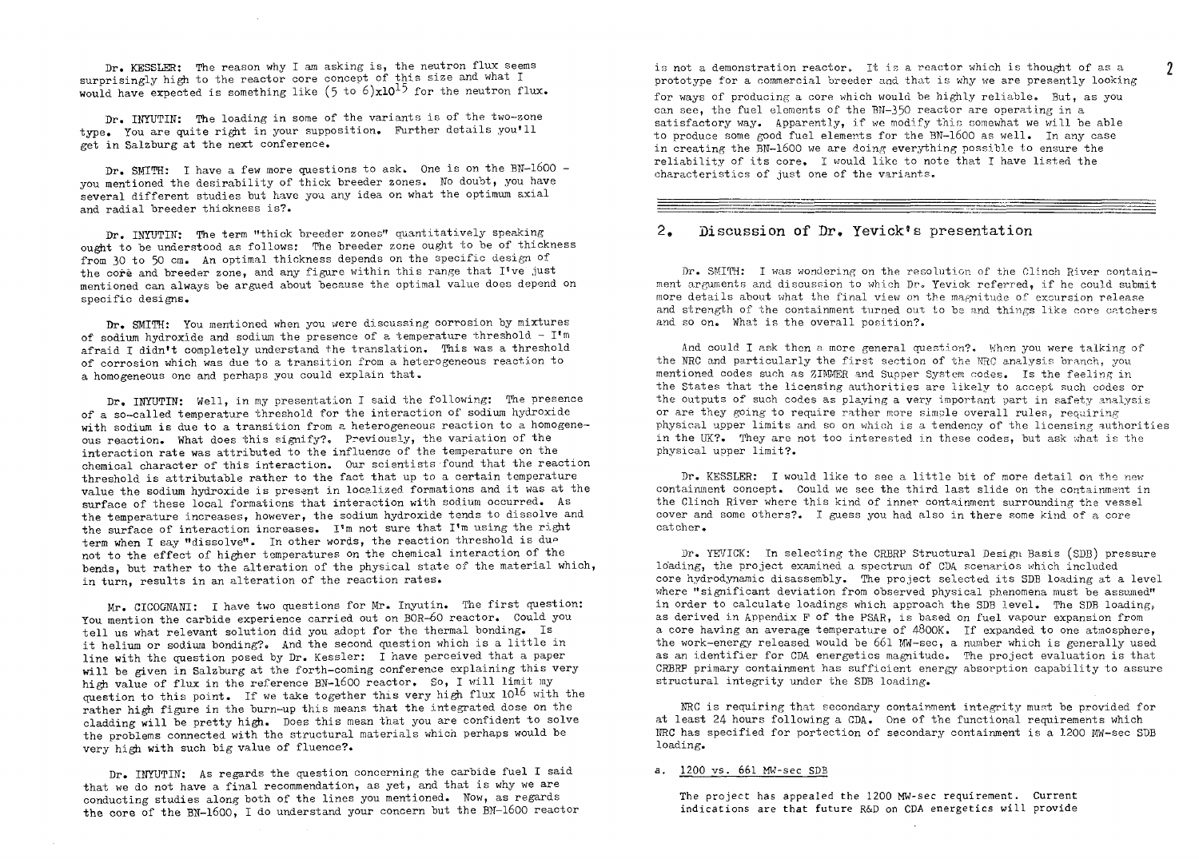Dr. KESSLER: The reason why I am asking is, the neutron flux seems surprisingly high to the reactor core concept of this size and what I would have expected is something like (5 to 6)x$10^{15}$ for the neutron flux.

Dr. INYUTIN: The loading in some of the variants is of the two-zone type. You are quite right in your supposition. Further details you'll get in Salzburg at the next conference.

Dr. SMITH: I have a few more questions to ask. One is on the BN-1600 - you mentioned the desirability of thick breeder zones. No doubt, you have several different studies but have you any idea on what the optimum axial and radial breeder thickness is?.

Dr. INYUTIN: The term "thick breeder zones" quantitatively speaking ought to be understood as follows: The breeder zone ought to be of thickness from 30 to 50 cm. An optimal thickness depends on the specific design of the core and breeder zone, and any figure within this range that I've just mentioned can always be argued about because the optimal value does depend on specific designs.

Dr. SMITH: You mentioned when you were discussing corrosion by mixtures of sodium hydroxide and sodium the presence of a temperature threshold - I'm afraid I didn't completely understand the translation. This was a threshold of corrosion which was due to a transition from a heterogeneous reaction to a homogeneous one and perhaps you could explain that.

Dr. INYUTIN: Well, in my presentation I said the following: The presence of a so-called temperature threshold for the interaction of sodium hydroxide with sodium is due to a transition from a heterogeneous reaction to a homogeneous reaction. What does this signify?. Previously, the variation of the interaction rate was attributed to the influence of the temperature on the chemical character of this interaction. Our scientists found that the reaction threshold is attributable rather to the fact that up to a certain temperature value the sodium hydroxide is present in localized formations and it was at the surface of these local formations that interaction with sodium occurred. As the temperature increases, however, the sodium hydroxide tends to dissolve and the surface of interaction increases. I'm not sure that I'm using the right term when I say "dissolve". In other words, the reaction threshold is due not to the effect of higher temperatures on the chemical interaction of the bonds, but rather to the alteration of the physical state of the material which, in turn, results in an alteration of the reaction rates.

Mr. CICOGNANI: I have two questions for Mr. Inyutin. The first question: You mention the carbide experience carried out on BOR-60 reactor. Could you tell us what relevant solution did you adopt for the thermal bonding. Is it helium or sodium bonding?. And the second question which is a little in line with the question posed by Dr. Kessler: I have perceived that a paper will be given in Salzburg at the forth-coming conference explaining this very high value of flux in the reference BN-1600 reactor. So, I will limit my question to this point. If we take together this very high flux $10^{16}$ with the rather high figure in the burn-up this means that the integrated dose on the cladding will be pretty high. Does this mean that you are confident to solve the problems connected with the structural materials which perhaps would be very high with such big value of fluence?.

Dr. INYUTIN: As regards the question concerning the carbide fuel I said that we do not have a final recommendation, as yet, and that is why we are conducting studies along both of the lines you mentioned. Now, as regards the core of the BN-1600, I do understand your concern but the BN-1600 reactor is not a demonstration reactor. It is a reactor which is thought of as a prototype for a commercial breeder and that is why we are presently looking for ways of producing a core which would be highly reliable. But, as you can see, the fuel elements of the BN-350 reactor are operating in a satisfactory way. Apparently, if we modify this somewhat we will be able to produce some good fuel elements for the BN-1600 as well. In any case in creating the BN-1600 we are doing everything possible to ensure the reliability of its core. I would like to note that I have listed the characteristics of just one of the variants.

## 2. Discussion of Dr. Yevick's presentation

Dr. SMITH: I was wondering on the resolution of the Clinch River containment arguments and discussion to which Dr. Yevick referred, if he could submit more details about what the final view on the magnitude of excursion release and strength of the containment turned out to be and things like core catchers and so on. What is the overall position?.

And could I ask then a more general question?. When you were talking of the NRC and particularly the first section of the NRC analysis branch, you mentioned codes such as ZIMMER and Supper System codes. Is the feeling in the States that the licensing authorities are likely to accept such codes or the outputs of such codes as playing a very important part in safety analysis or are they going to require rather more simple overall rules, requiring physical upper limits and so on which is a tendency of the licensing authorities in the UK?. They are not too interested in these codes, but ask what is the physical upper limit?.

Dr. KESSLER: I would like to see a little bit of more detail on the new containment concept. Could we see the third last slide on the containment in the Clinch River where this kind of inner containment surrounding the vessel cover and some others?. I guess you had also in there some kind of a core catcher.

Dr. YEVICK: In selecting the CRBRP Structural Design Basis (SDB) pressure loading, the project examined a spectrum of CDA scenarios which included core hydrodynamic disassembly. The project selected its SDB loading at a level where "significant deviation from observed physical phenomena must be assumed" in order to calculate loadings which approach the SDB level. The SDB loading, as derived in Appendix F of the PSAR, is based on fuel vapour expansion from a core having an average temperature of 4800K. If expanded to one atmosphere, the work-energy released would be 661 MW-sec, a number which is generally used as an identifier for CDA energetics magnitude. The project evaluation is that CRBRP primary containment has sufficient energy absorption capability to assure structural integrity under the SDB loading.

NRC is requiring that secondary containment integrity must be provided for at least 24 hours following a CDA. One of the functional requirements which NRC has specified for portection of secondary containment is a 1200 MW-sec SDB loading.

a. 1200 vs. 661 MW-sec SDB

The project has appealed the 1200 MW-sec requirement. Current indications are that future R&D on CDA energetics will provide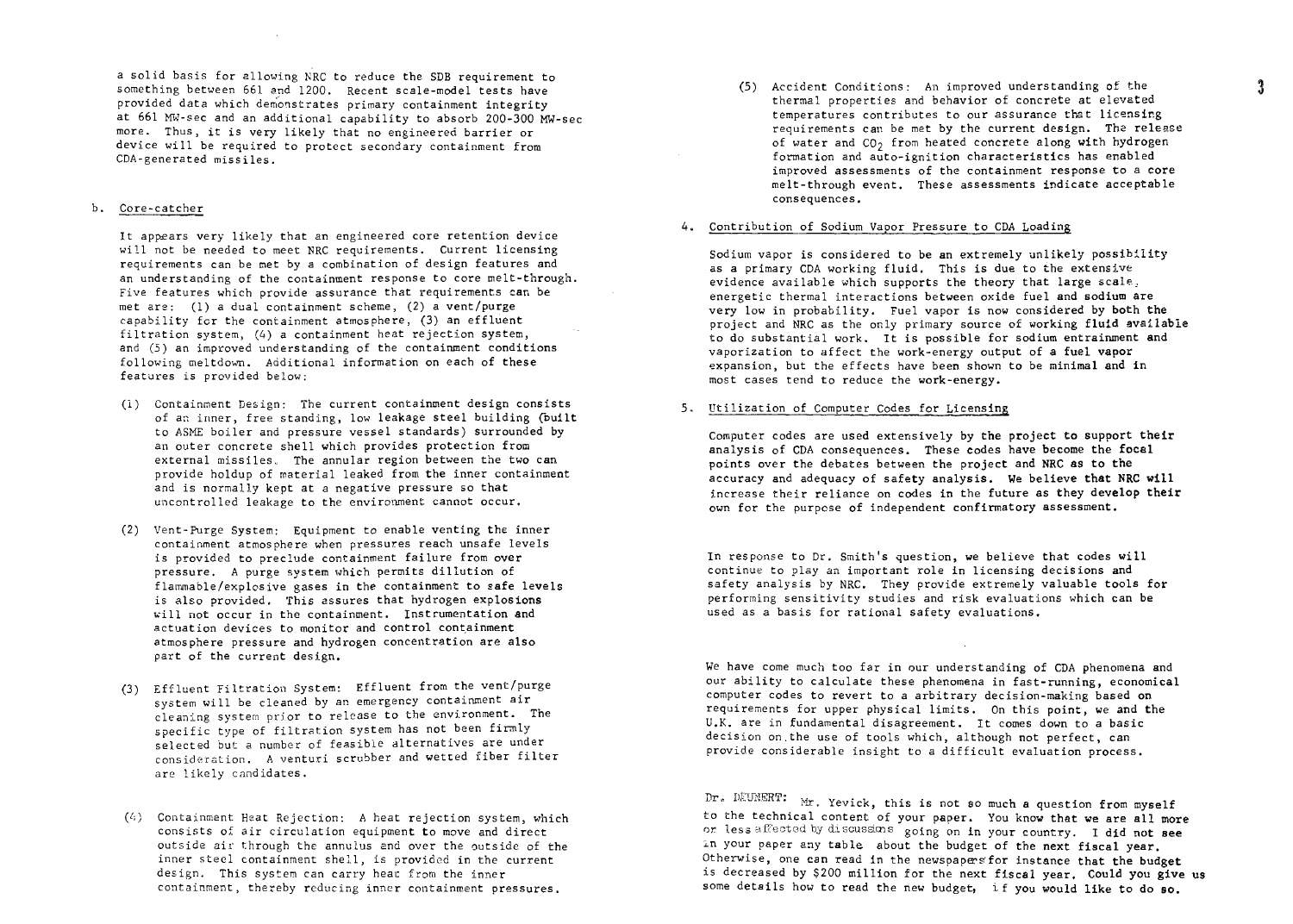a solid basis for allowing NRC to reduce the SDB requirement to something between 661 and 1200. Recent scale-model tests have provided data which demonstrates primary containment integrity at 661 MW-sec and an additional capability to absorb 200-300 MW-sec more. Thus, it is very likely that no engineered barrier or device will be required to protect secondary containment from CDA-generated missiles.

b. Core-catcher

It appears very likely that an engineered core retention device will not be needed to meet NRC requirements. Current licensing requirements can be met by a combination of design features and an understanding of the containment response to core melt-through. Five features which provide assurance that requirements can be met are: (1) a dual containment scheme, (2) a vent/purge capability for the containment atmosphere, (3) an effluent filtration system, (4) a containment heat rejection system, and (5) an improved understanding of the containment conditions following meltdown. Additional information on each of these features is provided below:

(1) Containment Design: The current containment design consists of an inner, free standing, low leakage steel building (built to ASME boiler and pressure vessel standards) surrounded by an outer concrete shell which provides protection from external missiles. The annular region between the two can provide holdup of material leaked from the inner containment and is normally kept at a negative pressure so that uncontrolled leakage to the environment cannot occur.

(2) Vent-Purge System: Equipment to enable venting the inner containment atmosphere when pressures reach unsafe levels is provided to preclude containment failure from over pressure. A purge system which permits dilution of flammable/explosive gases in the containment to safe levels is also provided. This assures that hydrogen explosions will not occur in the containment. Instrumentation and actuation devices to monitor and control containment atmosphere pressure and hydrogen concentration are also part of the current design.

(3) Effluent Filtration System: Effluent from the vent/purge system will be cleaned by an emergency containment air cleaning system prior to release to the environment. The specific type of filtration system has not been firmly selected but a number of feasible alternatives are under consideration. A venturi scrubber and wetted fiber filter are likely candidates.

(4) Containment Heat Rejection: A heat rejection system, which consists of air circulation equipment to move and direct outside air through the annulus and over the outside of the inner steel containment shell, is provided in the current design. This system can carry heat from the inner containment, thereby reducing inner containment pressures.

(5) Accident Conditions: An improved understanding of the thermal properties and behavior of concrete at elevated temperatures contributes to our assurance that licensing requirements can be met by the current design. The release of water and $CO_2$ from heated concrete along with hydrogen formation and auto-ignition characteristics has enabled improved assessments of the containment response to a core melt-through event. These assessments indicate acceptable consequences.

4. Contribution of Sodium Vapor Pressure to CDA Loading

Sodium vapor is considered to be an extremely unlikely possibility as a primary CDA working fluid. This is due to the extensive evidence available which supports the theory that large scale, energetic thermal interactions between oxide fuel and sodium are very low in probability. Fuel vapor is now considered by both the project and NRC as the only primary source of working fluid available to do substantial work. It is possible for sodium entrainment and vaporization to affect the work-energy output of a fuel vapor expansion, but the effects have been shown to be minimal and in most cases tend to reduce the work-energy.

5. Utilization of Computer Codes for Licensing

Computer codes are used extensively by the project to support their analysis of CDA consequences. These codes have become the focal points over the debates between the project and NRC as to the accuracy and adequacy of safety analysis. We believe that NRC will increase their reliance on codes in the future as they develop their own for the purpose of independent confirmatory assessment.

In response to Dr. Smith's question, we believe that codes will continue to play an important role in licensing decisions and safety analysis by NRC. They provide extremely valuable tools for performing sensitivity studies and risk evaluations which can be used as a basis for rational safety evaluations.

We have come much too far in our understanding of CDA phenomena and our ability to calculate these phenomena in fast-running, economical computer codes to revert to a arbitrary decision-making based on requirements for upper physical limits. On this point, we and the U.K. are in fundamental disagreement. It comes down to a basic decision on the use of tools which, although not perfect, can provide considerable insight to a difficult evaluation process.

Dr. DEUNERT: Mr. Yevick, this is not so much a question from myself to the technical content of your paper. You know that we are all more or less affected by discussions going on in your country. I did not see in your paper any table about the budget of the next fiscal year. Otherwise, one can read in the newspapers for instance that the budget is decreased by $200 million for the next fiscal year. Could you give us some details how to read the new budget, if you would like to do so.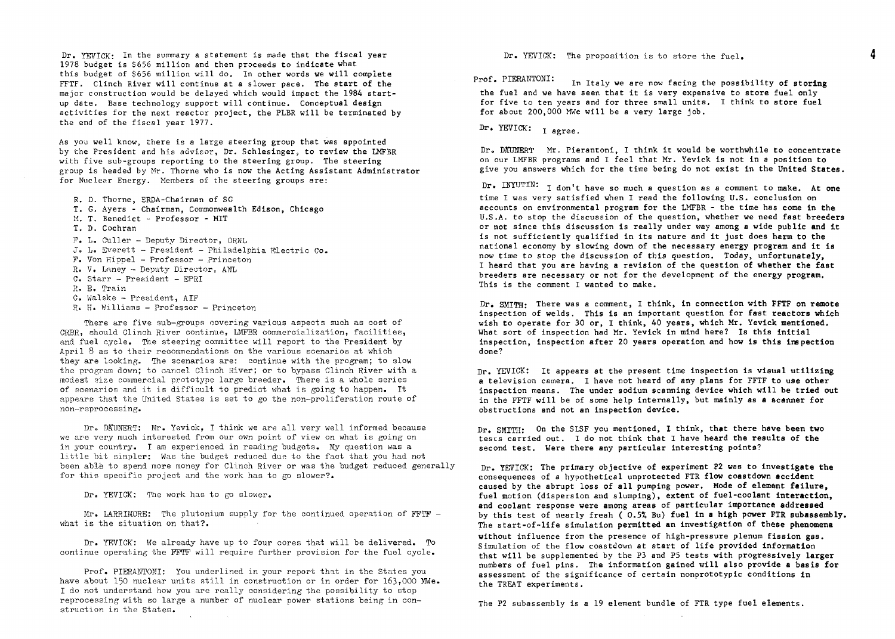Dr. YEVICK: In the summary a statement is made that the fiscal year 1978 budget is $656 million and then proceeds to indicate what this budget of $656 million will do. In other words we will complete FFTF. Clinch River will continue at a slower pace. The start of the major construction would be delayed which would impact the 1984 start-up date. Base technology support will continue. Conceptual design activities for the next reactor project, the PLBR will be terminated by the end of the fiscal year 1977.

As you well know, there is a large steering group that was appointed by the President and his advisor, Dr. Schlesinger, to review the LMFBR with five sub-groups reporting to the steering group. The steering group is headed by Mr. Thorne who is now the Acting Assistant Administrator for Nuclear Energy. Members of the steering groups are:

- R. D. Thorne, ERDA-Chairman of SG
- T. G. Ayers - Chairman, Commonwealth Edison, Chicago
- M. T. Benedict - Professor - MIT
- T. D. Cochran
- F. L. Culler - Deputy Director, ORNL
- J. L. Everett - President - Philadelphia Electric Co.
- F. Von Hippel - Professor - Princeton
- R. V. Laney - Deputy Director, ANL
- C. Starr - President - EPRI
- R. E. Train
- C. Walske - President, AIF
- R. H. Williams - Professor - Princeton

There are five sub-groups covering various aspects such as cost of CRBR, should Clinch River continue, LMFBR commercialization, facilities, and fuel cycle. The steering committee will report to the President by April 8 as to their recommendations on the various scenarios at which they are looking. The scenarios are: continue with the program; to slow the program down; to cancel Clinch River; or to bypass Clinch River with a modest size commercial prototype large breeder. There is a whole series of scenarios and it is difficult to predict what is going to happen. It appears that the United States is set to go the non-proliferation route of non-reprocessing.

Dr. DAUNERT: Mr. Yevick, I think we are all very well informed because we are very much interested from our own point of view on what is going on in your country. I am experienced in reading budgets. My question was a little bit simpler: Was the budget reduced due to the fact that you had not been able to spend more money for Clinch River or was the budget reduced generally for this specific project and the work has to go slower?.

Dr. YEVICK: The work has to go slower.

Mr. LARRIMORE: The plutonium supply for the continued operation of FFTF - what is the situation on that?.

Dr. YEVICK: We already have up to four cores that will be delivered. To continue operating the FFTF will require further provision for the fuel cycle.

Prof. PIERANTONI: You underlined in your report that in the States you have about 150 nuclear units still in construction or in order for 163,000 MWe. I do not understand how you are really considering the possibility to stop reprocessing with so large a number of nuclear power stations being in construction in the States.

Dr. YEVICK: The proposition is to store the fuel.

Prof. PIERANTONI: In Italy we are now facing the possibility of storing the fuel and we have seen that it is very expensive to store fuel only for five to ten years and for three small units. I think to store fuel for about 200,000 MWe will be a very large job.

Dr. YEVICK: I agree.

Dr. DAUNERT Mr. Pierantoni, I think it would be worthwhile to concentrate on our LMFBR programs and I feel that Mr. Yevick is not in a position to give you answers which for the time being do not exist in the United States.

Dr. INYUTIN: I don't have so much a question as a comment to make. At one time I was very satisfied when I read the following U.S. conclusion on accounts on environmental program for the LMFBR - the time has come in the U.S.A. to stop the discussion of the question, whether we need fast breeders or not since this discussion is really under way among a wide public and it is not sufficiently qualified in its nature and it just does harm to the national economy by slowing down of the necessary energy program and it is now time to stop the discussion of this question. Today, unfortunately, I heard that you are having a revision of the question of whether the fast breeders are necessary or not for the development of the energy program. This is the comment I wanted to make.

Dr. SMITH: There was a comment, I think, in connection with FFTF on remote inspection of welds. This is an important question for fast reactors which wish to operate for 30 or, I think, 40 years, which Mr. Yevick mentioned. What sort of inspection had Mr. Yevick in mind here? Is this initial inspection, inspection after 20 years operation and how is this inspection done?

Dr. YEVICK: It appears at the present time inspection is visual utilizing a television camera. I have not heard of any plans for FFTF to use other inspection means. The under sodium scanning device which will be tried out in the FFTF will be of some help internally, but mainly as a scanner for obstructions and not an inspection device.

Dr. SMITH: On the SLSF you mentioned, I think, that there have been two tests carried out. I do not think that I have heard the results of the second test. Were there any particular interesting points?

Dr. YEVICK: The primary objective of experiment P2 was to investigate the consequences of a hypothetical unprotected FTR flow coastdown accident caused by the abrupt loss of all pumping power. Mode of element failure, fuel motion (dispersion and slumping), extent of fuel-coolant interaction, and coolant response were among areas of particular importance addressed by this test of nearly fresh ( 0.5% Bu) fuel in a high power FTR subassembly. The start-of-life simulation permitted an investigation of these phenomena without influence from the presence of high-pressure plenum fission gas. Simulation of the flow coastdown at start of life provided information that will be supplemented by the P3 and P5 tests with progressively larger numbers of fuel pins. The information gained will also provide a basis for assessment of the significance of certain nonprototypic conditions in the TREAT experiments.

The P2 subassembly is a 19 element bundle of FTR type fuel elements.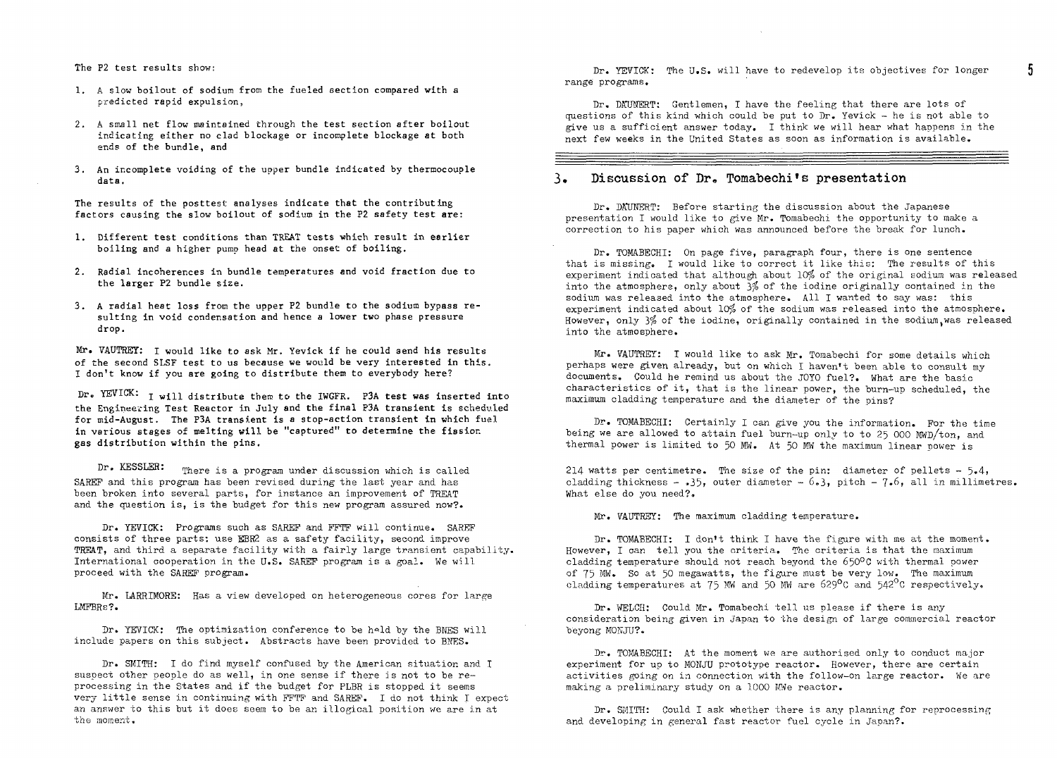The P2 test results show:

1. A slow boilout of sodium from the fueled section compared with a predicted rapid expulsion,
2. A small net flow maintained through the test section after boilout indicating either no clad blockage or incomplete blockage at both ends of the bundle, and
3. An incomplete voiding of the upper bundle indicated by thermocouple data.

The results of the posttest analyses indicate that the contributing factors causing the slow boilout of sodium in the P2 safety test are:

1. Different test conditions than TREAT tests which result in earlier boiling and a higher pump head at the onset of boiling.
2. Radial incoherences in bundle temperatures and void fraction due to the larger P2 bundle size.
3. A radial heat loss from the upper P2 bundle to the sodium bypass resulting in void condensation and hence a lower two phase pressure drop.

Mr. VAUTREY: I would like to ask Mr. Yevick if he could send his results of the second SLSF test to us because we would be very interested in this. I don't know if you are going to distribute them to everybody here?

Dr. YEVICK: I will distribute them to the IWGFR. P3A test was inserted into the Engineering Test Reactor in July and the final P3A transient is scheduled for mid-August. The P3A transient is a stop-action transient in which fuel in various stages of melting will be "captured" to determine the fission gas distribution within the pins.

Dr. KESSLER: There is a program under discussion which is called SAREF and this program has been revised during the last year and has been broken into several parts, for instance an improvement of TREAT and the question is, is the budget for this new program assured now?.

Dr. YEVICK: Programs such as SAREF and FFTF will continue. SAREF consists of three parts: use EBR2 as a safety facility, second improve TREAT, and third a separate facility with a fairly large transient capability. International cooperation in the U.S. SAREF program is a goal. We will proceed with the SAREF program.

Mr. LARRIMORE: Has a view developed on heterogeneous cores for large LMFBRs?.

Dr. YEVICK: The optimization conference to be held by the BNES will include papers on this subject. Abstracts have been provided to BNES.

Dr. SMITH: I do find myself confused by the American situation and I suspect other people do as well, in one sense if there is not to be reprocessing in the States and if the budget for PLBR is stopped it seems very little sense in continuing with FFTF and SAREF. I do not think I expect an answer to this but it does seem to be an illogical position we are in at the moment.

Dr. YEVICK: The U.S. will have to redevelop its objectives for longer range programs.

Dr. DAUNERT: Gentlemen, I have the feeling that there are lots of questions of this kind which could be put to Dr. Yevick - he is not able to give us a sufficient answer today. I think we will hear what happens in the next few weeks in the United States as soon as information is available.

## 3. Discussion of Dr. Tomabechi's presentation

Dr. DAUNERT: Before starting the discussion about the Japanese presentation I would like to give Mr. Tomabechi the opportunity to make a correction to his paper which was announced before the break for lunch.

Dr. TOMABECHI: On page five, paragraph four, there is one sentence that is missing. I would like to correct it like this: The results of this experiment indicated that although about 10% of the original sodium was released into the atmosphere, only about 3% of the iodine originally contained in the sodium was released into the atmosphere. All I wanted to say was: this experiment indicated about 10% of the sodium was released into the atmosphere. However, only 3% of the iodine, originally contained in the sodium, was released into the atmosphere.

Mr. VAUTREY: I would like to ask Mr. Tomabechi for some details which perhaps were given already, but on which I haven't been able to consult my documents. Could he remind us about the JOYO fuel?. What are the basic characteristics of it, that is the linear power, the burn-up scheduled, the maximum cladding temperature and the diameter of the pins?

Dr. TOMABECHI: Certainly I can give you the information. For the time being we are allowed to attain fuel burn-up only to to 25 000 MWD/ton, and thermal power is limited to 50 MW. At 50 MW the maximum linear power is 214 watts per centimetre. The size of the pin: diameter of pellets - 5.4, cladding thickness - .35, outer diameter - 6.3, pitch - 7.6, all in millimetres. What else do you need?.

Mr. VAUTREY: The maximum cladding temperature.

Dr. TOMABECHI: I don't think I have the figure with me at the moment. However, I can tell you the criteria. The criteria is that the maximum cladding temperature should not reach beyond the 650°C with thermal power of 75 MW. So at 50 megawatts, the figure must be very low. The maximum cladding temperatures at 75 MW and 50 MW are 629°C and 542°C respectively.

Dr. WELCH: Could Mr. Tomabechi tell us please if there is any consideration being given in Japan to the design of large commercial reactor beyong MONJU?.

Dr. TOMABECHI: At the moment we are authorised only to conduct major experiment for up to MONJU prototype reactor. However, there are certain activities going on in connection with the follow-on large reactor. We are making a preliminary study on a 1000 MWe reactor.

Dr. SMITH: Could I ask whether there is any planning for reprocessing and developing in general fast reactor fuel cycle in Japan?.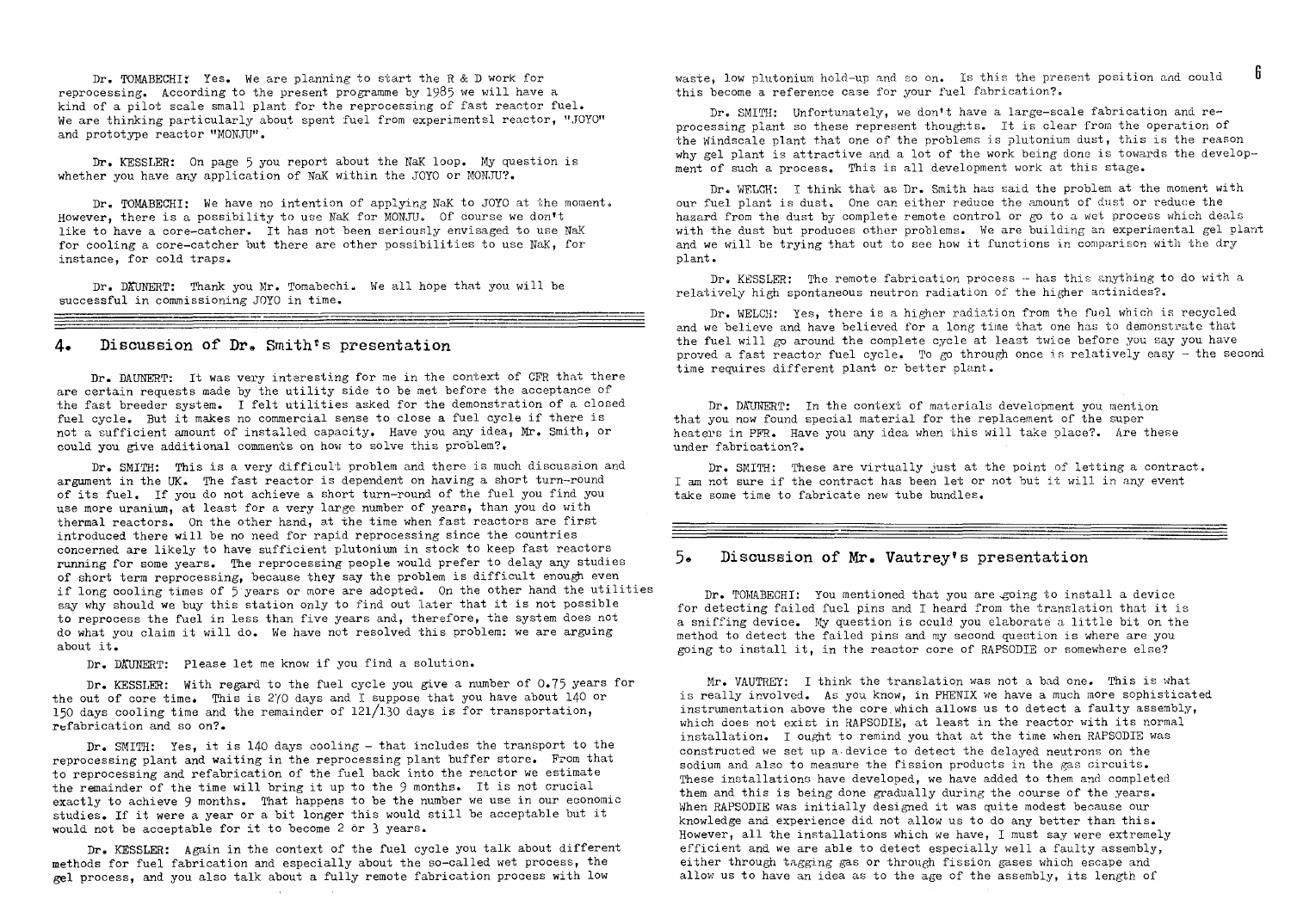Dr. TOMABECHI: Yes. We are planning to start the R & D work for reprocessing. According to the present programme by 1985 we will have a kind of a pilot scale small plant for the reprocessing of fast reactor fuel. We are thinking particularly about spent fuel from experimentsl reactor, "JOYO" and prototype reactor "MONJU".

Dr. KESSLER: On page 5 you report about the NaK loop. My question is whether you have any application of NaK within the JOYO or MONJU?.

Dr. TOMABECHI: We have no intention of applying NaK to JOYO at the moment. However, there is a possibility to use NaK for MONJU. Of course we don't like to have a core-catcher. It has not been seriously envisaged to use NaK for cooling a core-catcher but there are other possibilities to use NaK, for instance, for cold traps.

Dr. DÄUNERT: Thank you Mr. Tomabechi. We all hope that you will be successful in commissioning JOYO in time.

## 4. Discussion of Dr. Smith's presentation

Dr. DAUNERT: It was very interesting for me in the context of CFR that there are certain requests made by the utility side to be met before the acceptance of the fast breeder system. I felt utilities asked for the demonstration of a closed fuel cycle. But it makes no commercial sense to close a fuel cycle if there is not a sufficient amount of installed capacity. Have you any idea, Mr. Smith, or could you give additional comments on how to solve this problem?.

Dr. SMITH: This is a very difficult problem and there is much discussion and argument in the UK. The fast reactor is dependent on having a short turn-round of its fuel. If you do not achieve a short turn-round of the fuel you find you use more uranium, at least for a very large number of years, than you do with thermal reactors. On the other hand, at the time when fast reactors are first introduced there will be no need for rapid reprocessing since the countries concerned are likely to have sufficient plutonium in stock to keep fast reactors running for some years. The reprocessing people would prefer to delay any studies of short term reprocessing, because they say the problem is difficult enough even if long cooling times of 5 years or more are adopted. On the other hand the utilities say why should we buy this station only to find out later that it is not possible to reprocess the fuel in less than five years and, therefore, the system does not do what you claim it will do. We have not resolved this problem: we are arguing about it.

Dr. DÄUNERT: Please let me know if you find a solution.

Dr. KESSLER: With regard to the fuel cycle you give a number of 0.75 years for the out of core time. This is 270 days and I suppose that you have about 140 or 150 days cooling time and the remainder of 121/130 days is for transportation, refabrication and so on?.

Dr. SMITH: Yes, it is 140 days cooling - that includes the transport to the reprocessing plant and waiting in the reprocessing plant buffer store. From that to reprocessing and refabrication of the fuel back into the reactor we estimate the remainder of the time will bring it up to the 9 months. It is not crucial exactly to achieve 9 months. That happens to be the number we use in our economic studies. If it were a year or a bit longer this would still be acceptable but it would not be acceptable for it to become 2 or 3 years.

Dr. KESSLER: Again in the context of the fuel cycle you talk about different methods for fuel fabrication and especially about the so-called wet process, the gel process, and you also talk about a fully remote fabrication process with low waste, low plutonium hold-up and so on. Is this the present position and could this become a reference case for your fuel fabrication?.

Dr. SMITH: Unfortunately, we don't have a large-scale fabrication and reprocessing plant so these represent thoughts. It is clear from the operation of the Windscale plant that one of the problems is plutonium dust, this is the reason why gel plant is attractive and a lot of the work being done is towards the development of such a process. This is all development work at this stage.

Dr. WELCH: I think that as Dr. Smith has said the problem at the moment with our fuel plant is dust. One can either reduce the amount of dust or reduce the hazard from the dust by complete remote control or go to a wet process which deals with the dust but produces other problems. We are building an experimental gel plant and we will be trying that out to see how it functions in comparison with the dry plant.

Dr. KESSLER: The remote fabrication process - has this anything to do with a relatively high spontaneous neutron radiation of the higher actinides?.

Dr. WELCH: Yes, there is a higher radiation from the fuel which is recycled and we believe and have believed for a long time that one has to demonstrate that the fuel will go around the complete cycle at least twice before you say you have proved a fast reactor fuel cycle. To go through once is relatively easy - the second time requires different plant or better plant.

Dr. DÄUNERT: In the context of materials development you mention that you now found special material for the replacement of the super heaters in PFR. Have you any idea when this will take place?. Are these under fabrication?.

Dr. SMITH: These are virtually just at the point of letting a contract. I am not sure if the contract has been let or not but it will in any event take some time to fabricate new tube bundles.

## 5. Discussion of Mr. Vautrey's presentation

Dr. TOMABECHI: You mentioned that you are going to install a device for detecting failed fuel pins and I heard from the translation that it is a sniffing device. My question is could you elaborate a little bit on the method to detect the failed pins and my second question is where are you going to install it, in the reactor core of RAPSODIE or somewhere else?

Mr. VAUTREY: I think the translation was not a bad one. This is what is really involved. As you know, in PHENIX we have a much more sophisticated instrumentation above the core which allows us to detect a faulty assembly, which does not exist in RAPSODIE, at least in the reactor with its normal installation. I ought to remind you that at the time when RAPSODIE was constructed we set up a device to detect the delayed neutrons on the sodium and also to measure the fission products in the gas circuits. These installations have developed, we have added to them and completed them and this is being done gradually during the course of the years. When RAPSODIE was initially designed it was quite modest because our knowledge and experience did not allow us to do any better than this. However, all the installations which we have, I must say were extremely efficient and we are able to detect especially well a faulty assembly, either through tagging gas or through fission gases which escape and allow us to have an idea as to the age of the assembly, its length of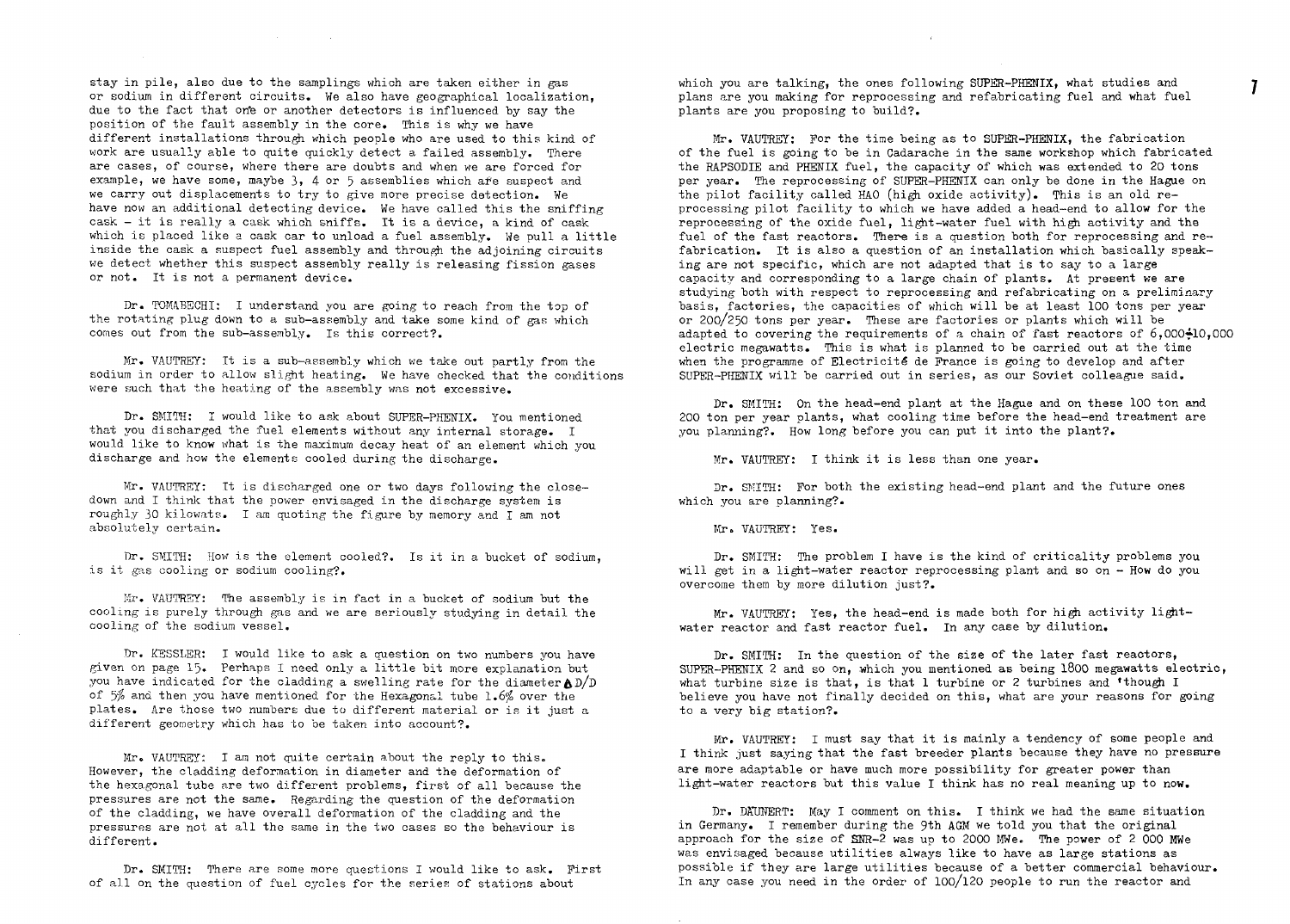stay in pile, also due to the samplings which are taken either in gas or sodium in different circuits. We also have geographical localization, due to the fact that one or another detectors is influenced by say the position of the fault assembly in the core. This is why we have different installations through which people who are used to this kind of work are usually able to quite quickly detect a failed assembly. There are cases, of course, where there are doubts and when we are forced for example, we have some, maybe 3, 4 or 5 assemblies which are suspect and we carry out displacements to try to give more precise detection. We have now an additional detecting device. We have called this the sniffing cask - it is really a cask which sniffs. It is a device, a kind of cask which is placed like a cask car to unload a fuel assembly. We pull a little inside the cask a suspect fuel assembly and through the adjoining circuits we detect whether this suspect assembly really is releasing fission gases or not. It is not a permanent device.

Dr. TOMABECHI: I understand you are going to reach from the top of the rotating plug down to a sub-assembly and take some kind of gas which comes out from the sub-assembly. Is this correct?.

Mr. VAUTREY: It is a sub-assembly which we take out partly from the sodium in order to allow slight heating. We have checked that the conditions were such that the heating of the assembly was not excessive.

Dr. SMITH: I would like to ask about SUPER-PHENIX. You mentioned that you discharged the fuel elements without any internal storage. I would like to know what is the maximum decay heat of an element which you discharge and how the elements cooled during the discharge.

Mr. VAUTREY: It is discharged one or two days following the close-down and I think that the power envisaged in the discharge system is roughly 30 kilowats. I am quoting the figure by memory and I am not absolutely certain.

Dr. SMITH: How is the element cooled?. Is it in a bucket of sodium, is it gas cooling or sodium cooling?.

Mr. VAUTREY: The assembly is in fact in a bucket of sodium but the cooling is purely through gas and we are seriously studying in detail the cooling of the sodium vessel.

Dr. KESSLER: I would like to ask a question on two numbers you have given on page 15. Perhaps I need only a little bit more explanation but you have indicated for the cladding a swelling rate for the diameter $\Delta D/D$ of 5% and then you have mentioned for the Hexagonal tube 1.6% over the plates. Are those two numbers due to different material or is it just a different geometry which has to be taken into account?.

Mr. VAUTREY: I am not quite certain about the reply to this. However, the cladding deformation in diameter and the deformation of the hexagonal tube are two different problems, first of all because the pressures are not the same. Regarding the question of the deformation of the cladding, we have overall deformation of the cladding and the pressures are not at all the same in the two cases so the behaviour is different.

Dr. SMITH: There are some more questions I would like to ask. First of all on the question of fuel cycles for the series of stations about which you are talking, the ones following SUPER-PHENIX, what studies and plans are you making for reprocessing and refabricating fuel and what fuel plants are you proposing to build?.

Mr. VAUTREY: For the time being as to SUPER-PHENIX, the fabrication of the fuel is going to be in Cadarache in the same workshop which fabricated the RAPSODIE and PHENIX fuel, the capacity of which was extended to 20 tons per year. The reprocessing of SUPER-PHENIX can only be done in the Hague on the pilot facility called HAO (high oxide activity). This is an old reprocessing pilot facility to which we have added a head-end to allow for the reprocessing of the oxide fuel, light-water fuel with high activity and the fuel of the fast reactors. There is a question both for reprocessing and refabrication. It is also a question of an installation which basically speaking are not specific, which are not adapted that is to say to a large capacity and corresponding to a large chain of plants. At present we are studying both with respect to reprocessing and refabricating on a preliminary basis, factories, the capacities of which will be at least 100 tons per year or 200/250 tons per year. These are factories or plants which will be adapted to covering the requirements of a chain of fast reactors of 6,000÷10,000 electric megawatts. This is what is planned to be carried out at the time when the programme of Electricité de France is going to develop and after SUPER-PHENIX will be carried out in series, as our Soviet colleague said.

Dr. SMITH: On the head-end plant at the Hague and on these 100 ton and 200 ton per year plants, what cooling time before the head-end treatment are you planning?. How long before you can put it into the plant?.

Mr. VAUTREY: I think it is less than one year.

Dr. SMITH: For both the existing head-end plant and the future ones which you are planning?.

Mr. VAUTREY: Yes.

Dr. SMITH: The problem I have is the kind of criticality problems you will get in a light-water reactor reprocessing plant and so on - How do you overcome them by more dilution just?.

Mr. VAUTREY: Yes, the head-end is made both for high activity light-water reactor and fast reactor fuel. In any case by dilution.

Dr. SMITH: In the question of the size of the later fast reactors, SUPER-PHENIX 2 and so on, which you mentioned as being 1800 megawatts electric, what turbine size is that, is that 1 turbine or 2 turbines and 'though I believe you have not finally decided on this, what are your reasons for going to a very big station?.

Mr. VAUTREY: I must say that it is mainly a tendency of some people and I think just saying that the fast breeder plants because they have no pressure are more adaptable or have much more possibility for greater power than light-water reactors but this value I think has no real meaning up to now.

Dr. DAUNERT: May I comment on this. I think we had the same situation in Germany. I remember during the 9th AGM we told you that the original approach for the size of SNR-2 was up to 2000 MWe. The power of 2 000 MWe was envisaged because utilities always like to have as large stations as possible if they are large utilities because of a better commercial behaviour. In any case you need in the order of 100/120 people to run the reactor and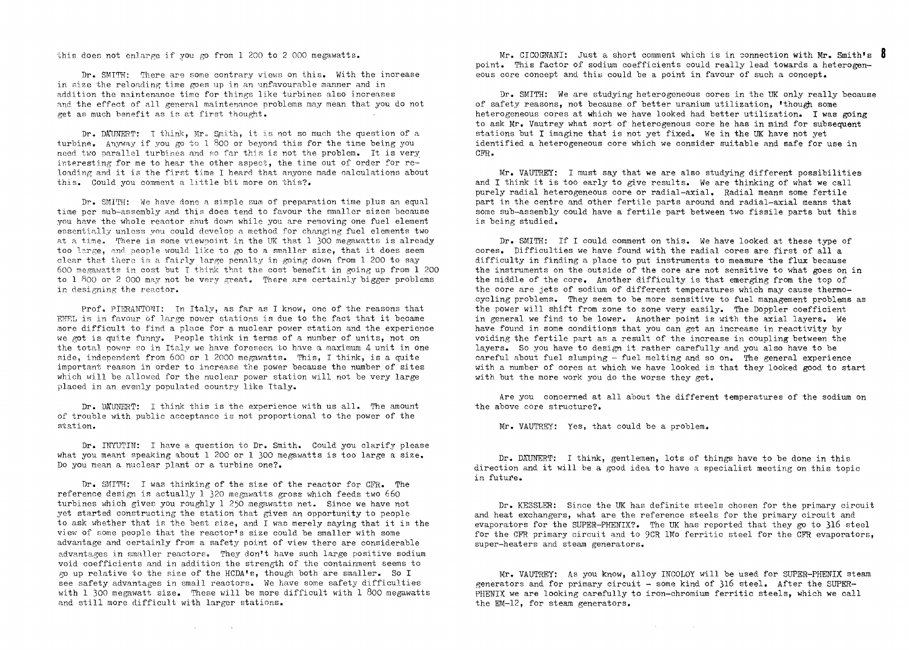this does not enlarge if you go from 1 200 to 2 000 megawatts.

Dr. SMITH: There are some contrary views on this. With the increase in size the reloading time goes up in an unfavourable manner and in addition the maintenance time for things like turbines also increases and the effect of all general maintenance problems may mean that you do not get as much benefit as is at first thought.

Dr. DÄUNERT: I think, Mr. Smith, it is not so much the question of a turbine. Anyway if you go to 1 800 or beyond this for the time being you need two parallel turbines and so far this is not the problem. It is very interesting for me to hear the other aspect, the time out of order for reloading and it is the first time I heard that anyone made calculations about this. Could you comment a little bit more on this?.

Dr. SMITH: We have done a simple sum of preparation time plus an equal time per sub-assembly and this does tend to favour the smaller sizes because you have the whole reactor shut down while you are removing one fuel element essentially unless you could develop a method for changing fuel elements two at a time. There is some viewpoint in the UK that 1 300 megawatts is already too large, and people would like to go to a smaller size, that it does seem clear that there is a fairly large penalty in going down from 1 200 to say 600 megawatts in cost but I think that the cost benefit in going up from 1 200 to 1 800 or 2 000 may not be very great. There are certainly bigger problems in designing the reactor.

Prof. PIERANTONI: In Italy, as far as I know, one of the reasons that ENEL is in favour of large power stations is due to the fact that it became more difficult to find a place for a nuclear power station and the experience we got is quite funny. People think in terms of a number of units, not on the total power so in Italy we have foreseen to have a maximum 4 unit in one side, independent from 600 or 1 2000 megawatts. This, I think, is a quite important reason in order to increase the power because the number of sites which will be allowed for the nuclear power station will not be very large placed in an evenly populated country like Italy.

Dr. DÄUNERT: I think this is the experience with us all. The amount of trouble with public acceptance is not proportional to the power of the station.

Dr. INYUTIN: I have a question to Dr. Smith. Could you clarify please what you meant speaking about 1 200 or 1 300 megawatts is too large a size. Do you mean a nuclear plant or a turbine one?.

Dr. SMITH: I was thinking of the size of the reactor for CFR. The reference design is actually 1 320 megawatts gross which feeds two 660 turbines which gives you roughly 1 250 megawatts net. Since we have not yet started constructing the station that gives an opportunity to people to ask whether that is the best size, and I was merely saying that it is the view of some people that the reactor's size could be smaller with some advantage and certainly from a safety point of view there are considerable advantages in smaller reactors. They don't have such large positive sodium void coefficients and in addition the strength of the containment seems to go up relative to the size of the HCDA's, though both are smaller. So I see safety advantages in small reactors. We have some safety difficulties with 1 300 megawatt size. These will be more difficult with 1 800 megawatts and still more difficult with larger stations.

Mr. CICOGNANI: Just a short comment which is in connection with Mr. Smith's point. This factor of sodium coefficients could really lead towards a heterogeneous core concept and this could be a point in favour of such a concept.

Dr. SMITH: We are studying heterogeneous cores in the UK only really because of safety reasons, not because of better uranium utilization, 'though some heterogeneous cores at which we have looked had better utilization. I was going to ask Mr. Vautrey what sort of heterogenous core he has in mind for subsequent stations but I imagine that is not yet fixed. We in the UK have not yet identified a heterogeneous core which we consider suitable and safe for use in CFR.

Mr. VAUTREY: I must say that we are also studying different possibilities and I think it is too early to give results. We are thinking of what we call purely radial heterogeneous core or radial-axial. Radial means some fertile part in the centre and other fertile parts around and radial-axial means that some sub-assembly could have a fertile part between two fissile parts but this is being studied.

Dr. SMITH: If I could comment on this. We have looked at these type of cores. Difficulties we have found with the radial cores are first of all a difficulty in finding a place to put instruments to measure the flux because the instruments on the outside of the core are not sensitive to what goes on in the middle of the core. Another difficulty is that emerging from the top of the core are jets of sodium of different temperatures which may cause thermo-cycling problems. They seem to be more sensitive to fuel management problems as the power will shift from zone to zone very easily. The Doppler coefficient in general we find to be lower. Another point is with the axial layers. We have found in some conditions that you can get an increase in reactivity by voiding the fertile part as a result of the increase in coupling between the layers. So you have to design it rather carefully and you also have to be careful about fuel slumping - fuel melting and so on. The general experience with a number of cores at which we have looked is that they looked good to start with but the more work you do the worse they get.

Are you concerned at all about the different temperatures of the sodium on the above core structure?.

Mr. VAUTREY: Yes, that could be a problem.

Dr. DÄUNERT: I think, gentlemen, lots of things have to be done in this direction and it will be a good idea to have a specialist meeting on this topic in future.

Dr. KESSLER: Since the UK has definite steels chosen for the primary circuit and heat exchangers, what are the reference steels for the primary circuit and evaporators for the SUPER-PHENIX?. The UK has reported that they go to 316 steel for the CFR primary circuit and to 9CR 1Mo ferritic steel for the CFR evaporators, super-heaters and steam generators.

Mr. VAUTREY: As you know, alloy INCOLOY will be used for SUPER-PHENIX steam generators and for primary circuit - some kind of 316 steel. After the SUPER-PHENIX we are looking carefully to iron-chromium ferritic steels, which we call the EM-12, for steam generators.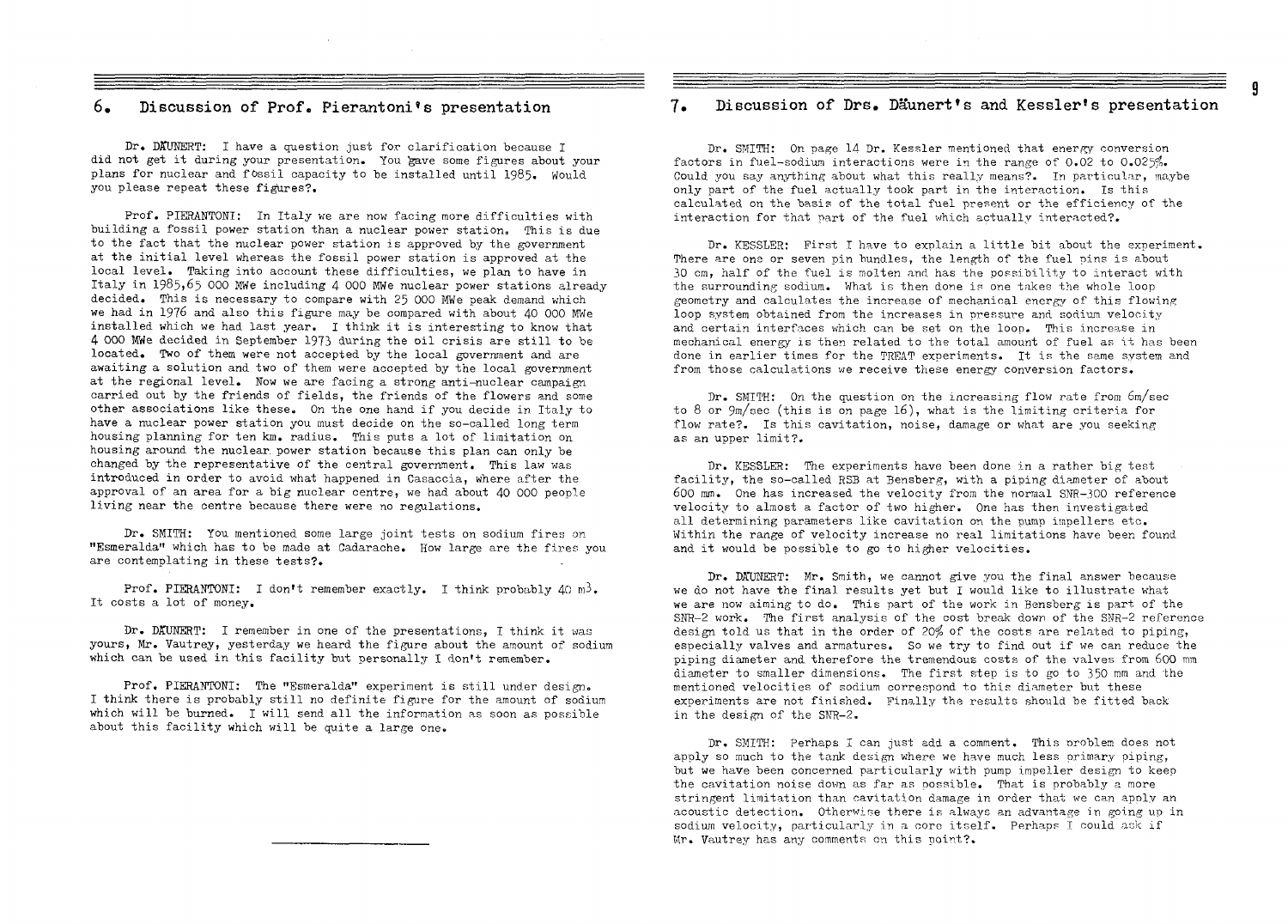## 6. Discussion of Prof. Pierantoni's presentation

Dr. DÄUNERT: I have a question just for clarification because I did not get it during your presentation. You gave some figures about your plans for nuclear and fossil capacity to be installed until 1985. Would you please repeat these figures?.

Prof. PIERANTONI: In Italy we are now facing more difficulties with building a fossil power station than a nuclear power station. This is due to the fact that the nuclear power station is approved by the government at the initial level whereas the fossil power station is approved at the local level. Taking into account these difficulties, we plan to have in Italy in 1985,65 000 MWe including 4 000 MWe nuclear power stations already decided. This is necessary to compare with 25 000 MWe peak demand which we had in 1976 and also this figure may be compared with about 40 000 MWe installed which we had last year. I think it is interesting to know that 4 000 MWe decided in September 1973 during the oil crisis are still to be located. Two of them were not accepted by the local government and are awaiting a solution and two of them were accepted by the local government at the regional level. Now we are facing a strong anti-nuclear campaign carried out by the friends of fields, the friends of the flowers and some other associations like these. On the one hand if you decide in Italy to have a nuclear power station you must decide on the so-called long term housing planning for ten km. radius. This puts a lot of limitation on housing around the nuclear power station because this plan can only be changed by the representative of the central government. This law was introduced in order to avoid what happened in Casaccia, where after the approval of an area for a big nuclear centre, we had about 40 000 people living near the centre because there were no regulations.

Dr. SMITH: You mentioned some large joint tests on sodium fires on "Esmeralda" which has to be made at Cadarache. How large are the fires you are contemplating in these tests?.

Prof. PIERANTONI: I don't remember exactly. I think probably 40 $m^3$. It costs a lot of money.

Dr. DÄUNERT: I remember in one of the presentations, I think it was yours, Mr. Vautrey, yesterday we heard the figure about the amount of sodium which can be used in this facility but personally I don't remember.

Prof. PIERANTONI: The "Esmeralda" experiment is still under design. I think there is probably still no definite figure for the amount of sodium which will be burned. I will send all the information as soon as possible about this facility which will be quite a large one.

## 7. Discussion of Drs. Däunert's and Kessler's presentation

Dr. SMITH: On page 14 Dr. Kessler mentioned that energy conversion factors in fuel-sodium interactions were in the range of 0.02 to 0.025%. Could you say anything about what this really means?. In particular, maybe only part of the fuel actually took part in the interaction. Is this calculated on the basis of the total fuel present or the efficiency of the interaction for that part of the fuel which actually interacted?.

Dr. KESSLER: First I have to explain a little bit about the experiment. There are one or seven pin bundles, the length of the fuel pins is about 30 cm, half of the fuel is molten and has the possibility to interact with the surrounding sodium. What is then done is one takes the whole loop geometry and calculates the increase of mechanical energy of this flowing loop system obtained from the increases in pressure and sodium velocity and certain interfaces which can be set on the loop. This increase in mechanical energy is then related to the total amount of fuel as it has been done in earlier times for the TREAT experiments. It is the same system and from those calculations we receive these energy conversion factors.

Dr. SMITH: On the question on the increasing flow rate from 6m/sec to 8 or 9m/sec (this is on page 16), what is the limiting criteria for flow rate?. Is this cavitation, noise, damage or what are you seeking as an upper limit?.

Dr. KESSLER: The experiments have been done in a rather big test facility, the so-called RSB at Bensberg, with a piping diameter of about 600 mm. One has increased the velocity from the normal SNR-300 reference velocity to almost a factor of two higher. One has then investigated all determining parameters like cavitation on the pump impellers etc. Within the range of velocity increase no real limitations have been found and it would be possible to go to higher velocities.

Dr. DÄUNERT: Mr. Smith, we cannot give you the final answer because we do not have the final results yet but I would like to illustrate what we are now aiming to do. This part of the work in Bensberg is part of the SNR-2 work. The first analysis of the cost break down of the SNR-2 reference design told us that in the order of 20% of the costs are related to piping, especially valves and armatures. So we try to find out if we can reduce the piping diameter and therefore the tremendous costs of the valves from 600 mm diameter to smaller dimensions. The first step is to go to 350 mm and the mentioned velocities of sodium correspond to this diameter but these experiments are not finished. Finally the results should be fitted back in the design of the SNR-2.

Dr. SMITH: Perhaps I can just add a comment. This problem does not apply so much to the tank design where we have much less primary piping, but we have been concerned particularly with pump impeller design to keep the cavitation noise down as far as possible. That is probably a more stringent limitation than cavitation damage in order that we can apply an acoustic detection. Otherwise there is always an advantage in going up in sodium velocity, particularly in a core itself. Perhaps I could ask if Mr. Vautrey has any comments on this point?.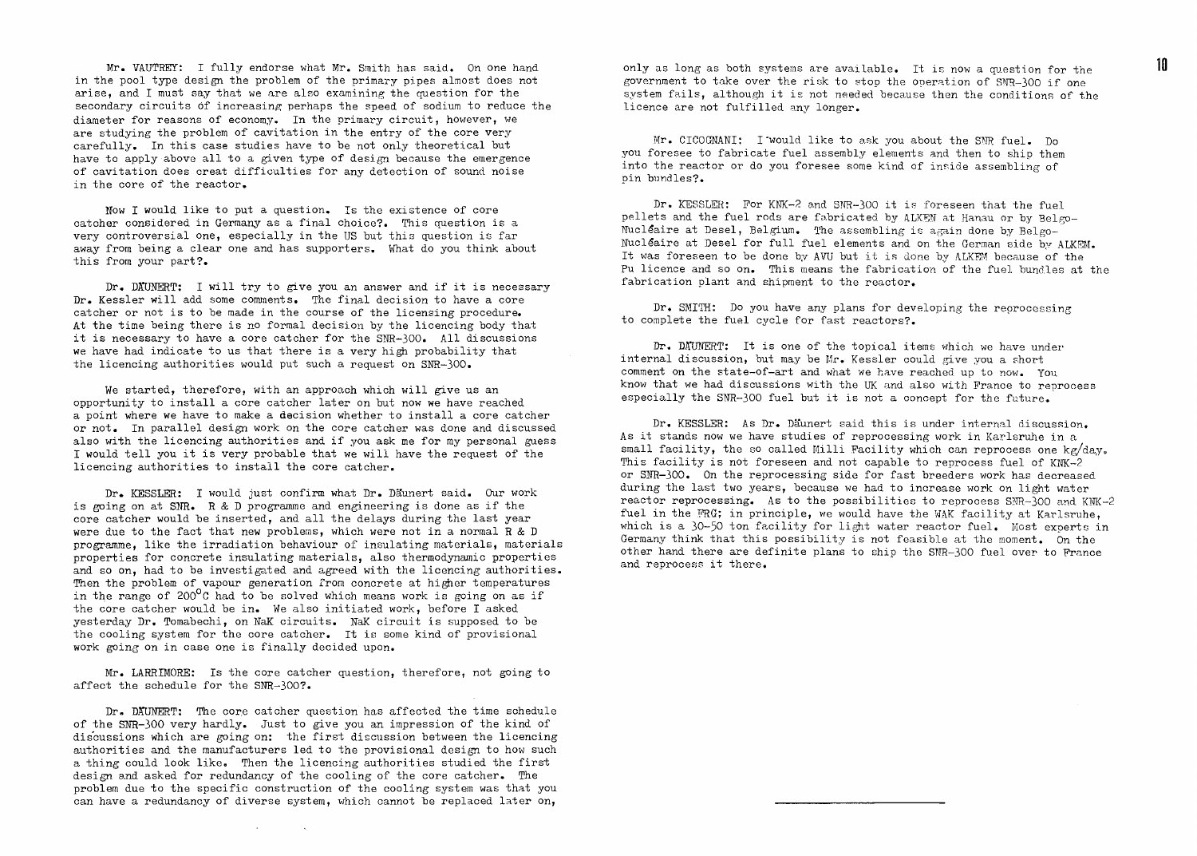Mr. VAUTREY: I fully endorse what Mr. Smith has said. On one hand in the pool type design the problem of the primary pipes almost does not arise, and I must say that we are also examining the question for the secondary circuits of increasing perhaps the speed of sodium to reduce the diameter for reasons of economy. In the primary circuit, however, we are studying the problem of cavitation in the entry of the core very carefully. In this case studies have to be not only theoretical but have to apply above all to a given type of design because the emergence of cavitation does creat difficulties for any detection of sound noise in the core of the reactor.

Now I would like to put a question. Is the existence of core catcher considered in Germany as a final choice?. This question is a very controversial one, especially in the US but this question is far away from being a clear one and has supporters. What do you think about this from your part?.

Dr. DÄUNERT: I will try to give you an answer and if it is necessary Dr. Kessler will add some comments. The final decision to have a core catcher or not is to be made in the course of the licensing procedure. At the time being there is no formal decision by the licencing body that it is necessary to have a core catcher for the SNR-300. All discussions we have had indicate to us that there is a very high probability that the licencing authorities would put such a request on SNR-300.

We started, therefore, with an approach which will give us an opportunity to install a core catcher later on but now we have reached a point where we have to make a decision whether to install a core catcher or not. In parallel design work on the core catcher was done and discussed also with the licencing authorities and if you ask me for my personal guess I would tell you it is very probable that we will have the request of the licencing authorities to install the core catcher.

Dr. KESSLER: I would just confirm what Dr. Däunert said. Our work is going on at SNR. R & D programme and engineering is done as if the core catcher would be inserted, and all the delays during the last year were due to the fact that new problems, which were not in a normal R & D programme, like the irradiation behaviour of insulating materials, materials properties for concrete insulating materials, also thermodynamic properties and so on, had to be investigated and agreed with the licencing authorities. Then the problem of vapour generation from concrete at higher temperatures in the range of 200°C had to be solved which means work is going on as if the core catcher would be in. We also initiated work, before I asked yesterday Dr. Tomabechi, on NaK circuits. NaK circuit is supposed to be the cooling system for the core catcher. It is some kind of provisional work going on in case one is finally decided upon.

Mr. LARRIMORE: Is the core catcher question, therefore, not going to affect the schedule for the SNR-300?.

Dr. DÄUNERT: The core catcher question has affected the time schedule of the SNR-300 very hardly. Just to give you an impression of the kind of discussions which are going on: the first discussion between the licencing authorities and the manufacturers led to the provisional design to how such a thing could look like. Then the licencing authorities studied the first design and asked for redundancy of the cooling of the core catcher. The problem due to the specific construction of the cooling system was that you can have a redundancy of diverse system, which cannot be replaced later on, only as long as both systems are available. It is now a question for the government to take over the risk to stop the operation of SNR-300 if one system fails, although it is not needed because then the conditions of the licence are not fulfilled any longer.

Mr. CICOGNANI: I would like to ask you about the SNR fuel. Do you foresee to fabricate fuel assembly elements and then to ship them into the reactor or do you foresee some kind of inside assembling of pin bundles?.

Dr. KESSLER: For KNK-2 and SNR-300 it is foreseen that the fuel pellets and the fuel rods are fabricated by ALKEM at Hanau or by Belgo-Nucléaire at Desel, Belgium. The assembling is again done by Belgo-Nucléaire at Desel for full fuel elements and on the German side by ALKEM. It was foreseen to be done by AVU but it is done by ALKEM because of the Pu licence and so on. This means the fabrication of the fuel bundles at the fabrication plant and shipment to the reactor.

Dr. SMITH: Do you have any plans for developing the reprocessing to complete the fuel cycle for fast reactors?.

Dr. DÄUNERT: It is one of the topical items which we have under internal discussion, but may be Mr. Kessler could give you a short comment on the state-of-art and what we have reached up to now. You know that we had discussions with the UK and also with France to reprocess especially the SNR-300 fuel but it is not a concept for the future.

Dr. KESSLER: As Dr. Däunert said this is under internal discussion. As it stands now we have studies of reprocessing work in Karlsruhe in a small facility, the so called Milli Facility which can reprocess one kg/day. This facility is not foreseen and not capable to reprocess fuel of KNK-2 or SNR-300. On the reprocessing side for fast breeders work has decreased during the last two years, because we had to increase work on light water reactor reprocessing. As to the possibilities to reprocess SNR-300 and KNK-2 fuel in the FRG; in principle, we would have the WAK facility at Karlsruhe, which is a 30-50 ton facility for light water reactor fuel. Most experts in Germany think that this possibility is not feasible at the moment. On the other hand there are definite plans to ship the SNR-300 fuel over to France and reprocess it there.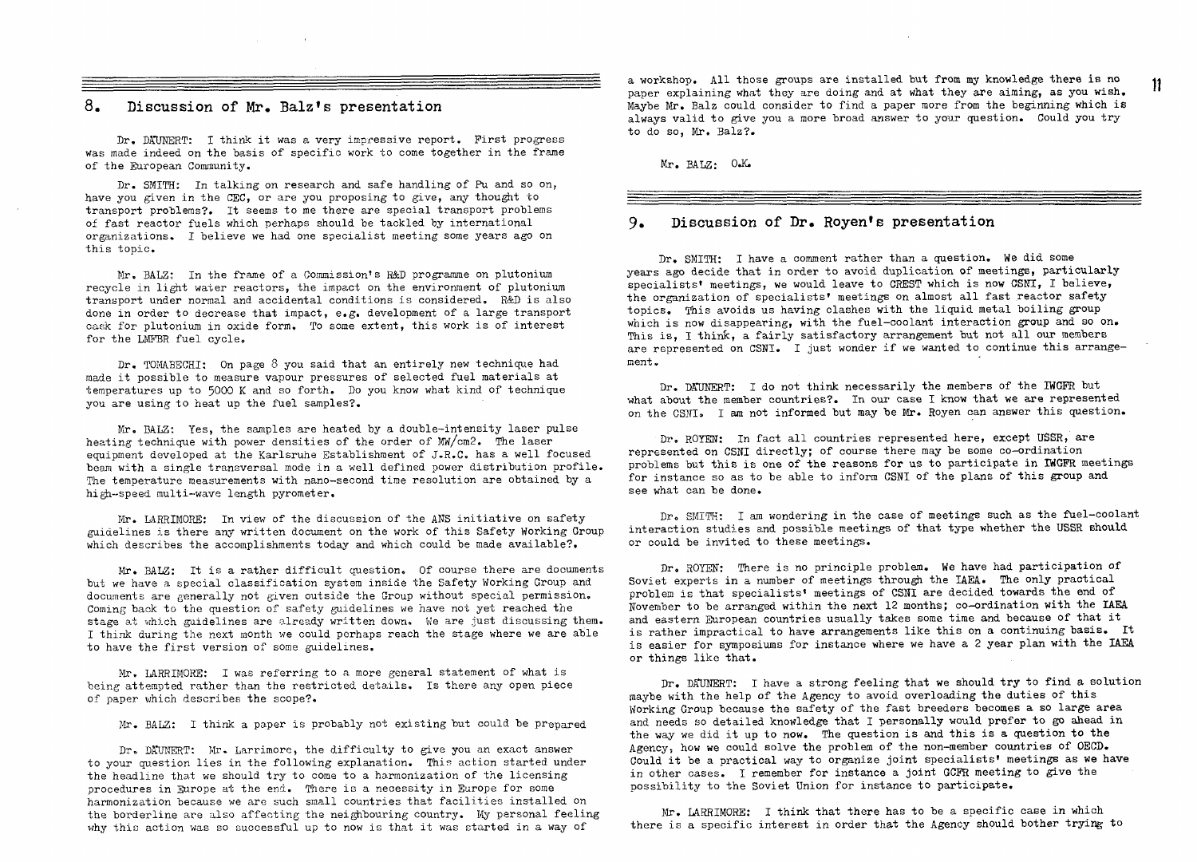## 8. Discussion of Mr. Balz's presentation

Dr. DÄUNERT: I think it was a very impressive report. First progress was made indeed on the basis of specific work to come together in the frame of the European Community.

Dr. SMITH: In talking on research and safe handling of Pu and so on, have you given in the CEC, or are you proposing to give, any thought to transport problems?. It seems to me there are special transport problems of fast reactor fuels which perhaps should be tackled by international organizations. I believe we had one specialist meeting some years ago on this topic.

Mr. BALZ: In the frame of a Commission's R&D programme on plutonium recycle in light water reactors, the impact on the environment of plutonium transport under normal and accidental conditions is considered. R&D is also done in order to decrease that impact, e.g. development of a large transport cask for plutonium in oxide form. To some extent, this work is of interest for the LMFBR fuel cycle.

Dr. TOMABECHI: On page 8 you said that an entirely new technique had made it possible to measure vapour pressures of selected fuel materials at temperatures up to 5000 K and so forth. Do you know what kind of technique you are using to heat up the fuel samples?.

Mr. BALZ: Yes, the samples are heated by a double-intensity laser pulse heating technique with power densities of the order of MW/cm2. The laser equipment developed at the Karlsruhe Establishment of J.R.C. has a well focused beam with a single transversal mode in a well defined power distribution profile. The temperature measurements with nano-second time resolution are obtained by a high-speed multi-wave length pyrometer.

Mr. LARRIMORE: In view of the discussion of the ANS initiative on safety guidelines is there any written document on the work of this Safety Working Group which describes the accomplishments today and which could be made available?.

Mr. BALZ: It is a rather difficult question. Of course there are documents but we have a special classification system inside the Safety Working Group and documents are generally not given outside the Group without special permission. Coming back to the question of safety guidelines we have not yet reached the stage at which guidelines are already written down. We are just discussing them. I think during the next month we could perhaps reach the stage where we are able to have the first version of some guidelines.

Mr. LARRIMORE: I was referring to a more general statement of what is being attempted rather than the restricted details. Is there any open piece of paper which describes the scope?.

Mr. BALZ: I think a paper is probably not existing but could be prepared

Dr. DÄUNERT: Mr. Larrimore, the difficulty to give you an exact answer to your question lies in the following explanation. This action started under the headline that we should try to come to a harmonization of the licensing procedures in Europe at the end. There is a necessity in Europe for some harmonization because we are such small countries that facilities installed on the borderline are also affecting the neighbouring country. My personal feeling why this action was so successful up to now is that it was started in a way of a workshop. All those groups are installed but from my knowledge there is no paper explaining what they are doing and at what they are aiming, as you wish. Maybe Mr. Balz could consider to find a paper more from the beginning which is always valid to give you a more broad answer to your question. Could you try to do so, Mr. Balz?.

Mr. BALZ: O.K.

## 9. Discussion of Dr. Royen's presentation

Dr. SMITH: I have a comment rather than a question. We did some years ago decide that in order to avoid duplication of meetings, particularly specialists' meetings, we would leave to CREST which is now CSNI, I believe, the organization of specialists' meetings on almost all fast reactor safety topics. This avoids us having clashes with the liquid metal boiling group which is now disappearing, with the fuel-coolant interaction group and so on. This is, I think, a fairly satisfactory arrangement but not all our members are represented on CSNI. I just wonder if we wanted to continue this arrangement.

Dr. DÄUNERT: I do not think necessarily the members of the IWGFR but what about the member countries?. In our case I know that we are represented on the CSNI. I am not informed but may be Mr. Royen can answer this question.

Dr. ROYEN: In fact all countries represented here, except USSR, are represented on CSNI directly; of course there may be some co-ordination problems but this is one of the reasons for us to participate in IWGFR meetings for instance so as to be able to inform CSNI of the plans of this group and see what can be done.

Dr. SMITH: I am wondering in the case of meetings such as the fuel-coolant interaction studies and possible meetings of that type whether the USSR should or could be invited to these meetings.

Dr. ROYEN: There is no principle problem. We have had participation of Soviet experts in a number of meetings through the IAEA. The only practical problem is that specialists' meetings of CSNI are decided towards the end of November to be arranged within the next 12 months; co-ordination with the IAEA and eastern European countries usually takes some time and because of that it is rather impractical to have arrangements like this on a continuing basis. It is easier for symposiums for instance where we have a 2 year plan with the IAEA or things like that.

Dr. DÄUNERT: I have a strong feeling that we should try to find a solution maybe with the help of the Agency to avoid overloading the duties of this Working Group because the safety of the fast breeders becomes a so large area and needs so detailed knowledge that I personally would prefer to go ahead in the way we did it up to now. The question is and this is a question to the Agency, how we could solve the problem of the non-member countries of OECD. Could it be a practical way to organize joint specialists' meetings as we have in other cases. I remember for instance a joint GCFR meeting to give the possibility to the Soviet Union for instance to participate.

Mr. LARRIMORE: I think that there has to be a specific case in which there is a specific interest in order that the Agency should bother trying to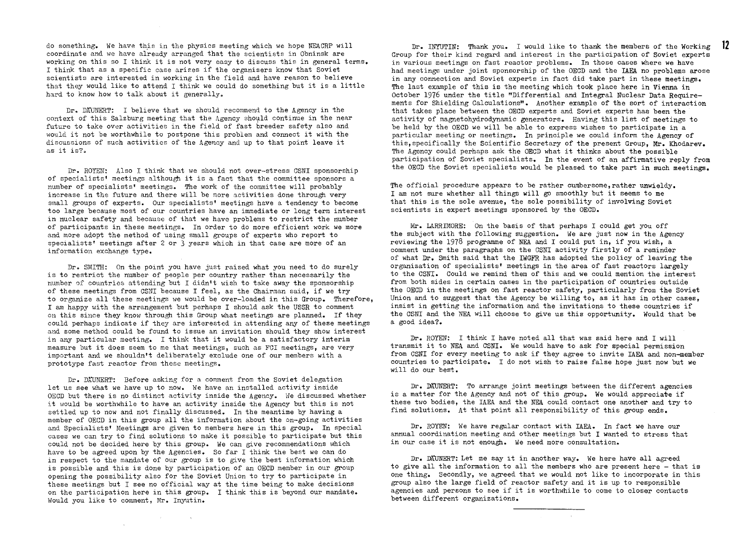do something. We have this in the physics meeting which we hope NEACRP will coordinate and we have already arranged that the scientists in Obninsk are working on this so I think it is not very easy to discuss this in general terms. I think that as a specific case arises if the organisers know that Soviet scientists are interested in working in the field and have reason to believe that they would like to attend I think we could do something but it is a little hard to know how to talk about it generally.

Dr. DÄUNERT: I believe that we should recommend to the Agency in the context of this Salzburg meeting that the Agency should continue in the near future to take over activities in the field of fast breeder safety also and would it not be worthwhile to postpone this problem and connect it with the discussions of such activities of the Agency and up to that point leave it as it is?.

Dr. ROYEN: Also I think that we should not over-stress CSNI sponsorship of specialists' meetings although it is a fact that the committee sponsors a number of specialists' meetings. The work of the committee will probably increase in the future and there will be more activities done through very small groups of experts. Our specialists' meetings have a tendency to become too large because most of our countries have an immediate or long term interest in nuclear safety and because of that we have problems to restrict the number of participants in these meetings. In order to do more efficient work we more and more adopt the method of using small groups of experts who report to specialists' meetings after 2 or 3 years which in that case are more of an information exchange type.

Dr. SMITH: On the point you have just raised what you need to do surely is to restrict the number of people per country rather than necessarily the number of countries attending but I didn't wish to take away the sponsorship of these meetings from CSNI because I feel, as the Chairman said, if we try to organize all these meetings we would be over-loaded in this Group. Therefore, I am happy with the arrangement but perhaps I should ask the USSR to comment on this since they know through this Group what meetings are planned. If they could perhaps indicate if they are interested in attending any of these meetings and some method could be found to issue an invitation should they show interest in any particular meeting. I think that it would be a satisfactory interim measure but it does seem to me that meetings, such as FCI meetings, are very important and we shouldn't deliberately exclude one of our members with a prototype fast reactor from these meetings.

Dr. DÄUNERT: Before asking for a comment from the Soviet delegation let us see what we have up to now. We have an installed activity inside OECD but there is no distinct activity inside the Agency. We discussed whether it would be worthwhile to have an activity inside the Agency but this is not settled up to now and not finally discussed. In the meantime by having a member of OECD in this group all the information about the on-going activities and Specialists' Meetings are given to members here in this group. In special cases we can try to find solutions to make it possible to participate but this could not be decided here by this group. We can give recommendations which have to be agreed upon by the Agencies. So far I think the best we can do in respect to the mandate of our group is to give the best information which is possible and this is done by participation of an OECD member in our group opening the possibility also for the Soviet Union to try to participate in these meetings but I see no official way at the time being to make decisions on the participation here in this group. I think this is beyond our mandate. Would you like to comment, Mr. Inyutin.

Dr. INYUTIN: Thank you. I would like to thank the members of the Working Group for their kind regard and interest in the participation of Soviet experts in various meetings on fast reactor problems. In those cases where we have had meetings under joint sponsorship of the OECD and the IAEA no problems arose in any connection and Soviet experts in fact did take part in these meetings. The last example of this is the meeting which took place here in Vienna in October 1976 under the title "Differential and Integral Nuclear Data Requirements for Shielding Calculations". Another example of the sort of interaction that takes place between the OECD experts and Soviet experts has been the activity of magnetohydrodynamic generators. Having this list of meetings to be held by the OECD we will be able to express wishes to participate in a particular meeting or meetings. In principle we could inform the Agency of this, specifically the Scientific Secretary of the present Group, Mr. Khodarev. The Agency could perhaps ask the OECD what it thinks about the possible participation of Soviet specialists. In the event of an affirmative reply from the OECD the Soviet specialists would be pleased to take part in such meetings.

The official procedure appears to be rather cumbersome, rather unwieldy. I am not sure whether all things will go smoothly but it seems to me that this is the sole avenue, the sole possibility of involving Soviet scientists in expert meetings sponsored by the OECD.

Mr. LARRIMORE: On the basis of that perhaps I could get you off the subject with the following suggestion. We are just now in the Agency reviewing the 1978 programme of NEA and I could put in, if you wish, a comment under the paragraphs on the CSNI activity firstly of a reminder of what Dr. Smith said that the IWGFR has adopted the policy of leaving the organization of specialists' meetings in the area of fast reactors largely to the CSNI. Could we remind them of this and we could mention the interest from both sides in certain cases in the participation of countries outside the OECD in the meetings on fast reactor safety, particularly from the Soviet Union and to suggest that the Agency be willing to, as it has in other cases, insist in getting the information and the invitations to these countries if the CSNI and the NEA will choose to give us this opportunity. Would that be a good idea?.

Dr. ROYEN: I think I have noted all that was said here and I will transmit it to NEA and CSNI. We would have to ask for special permission from CSNI for every meeting to ask if they agree to invite IAEA and non-member countries to participate. I do not wish to raise false hope just now but we will do our best.

Dr. DÄUNERT: To arrange joint meetings between the different agencies is a matter for the Agency and not of this group. We would appreciate if these two bodies, the IAEA and the NEA could contact one another and try to find solutions. At that point all responsibility of this group ends.

Dr. ROYEN: We have regular contact with IAEA. In fact we have our annual coordination meeting and other meetings but I wanted to stress that in our case it is not enough. We need more consultation.

Dr. DÄUNERT: Let me say it in another way. We here have all agreed to give all the information to all the members who are present here - that is one thing. Secondly, we agreed that we would not like to incorporate in this group also the large field of reactor safety and it is up to responsible agencies and persons to see if it is worthwhile to come to closer contacts between different organizations.